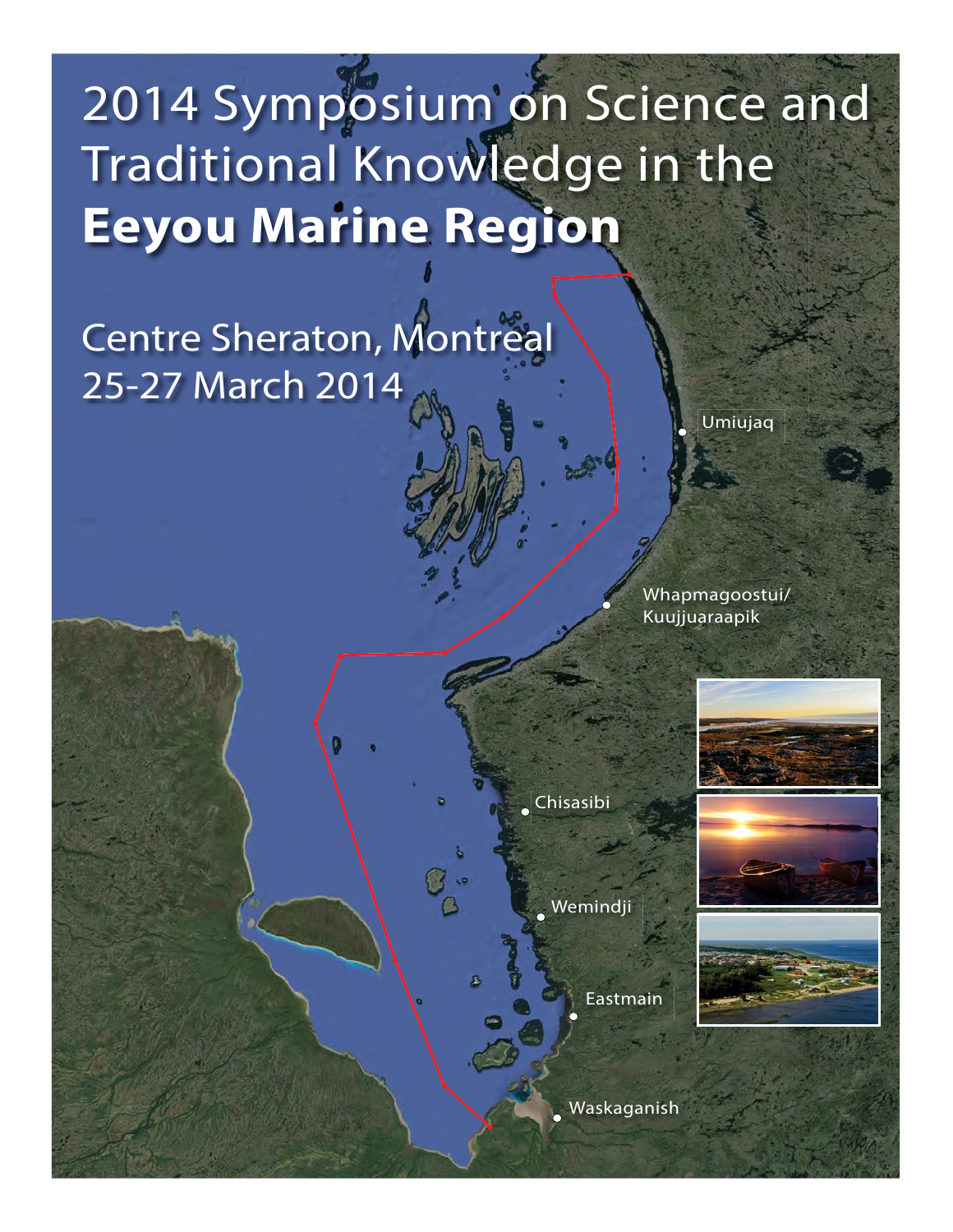# 2014 Symposium on Science and Traditional Knowledge in the **Eeyou Marine Region**

Centre Sheraton, Montreal
25-27 March 2014

Umiujaq

Whapmagoostui/
Kuujjuaraapik

Chisasibi

Wemindji

Eastmain

Waskaganish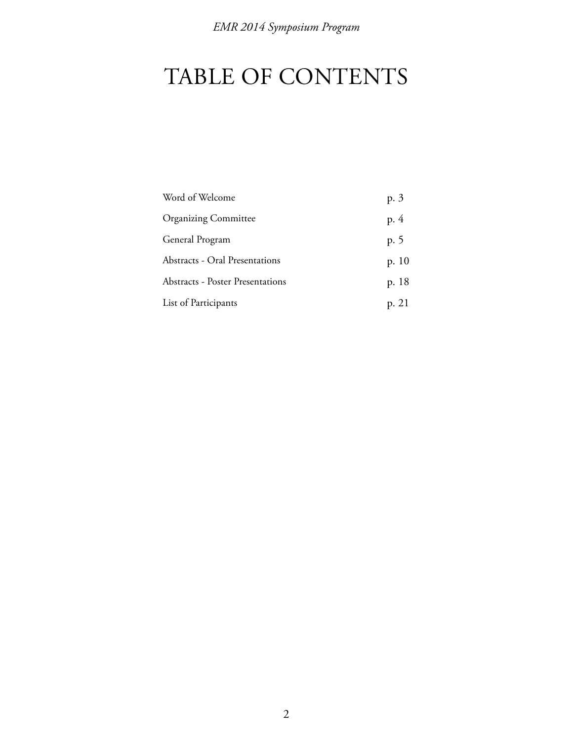# TABLE OF CONTENTS

| | |
|---|---|
| Word of Welcome | p. 3 |
| Organizing Committee | p. 4 |
| General Program | p. 5 |
| Abstracts - Oral Presentations | p. 10 |
| Abstracts - Poster Presentations | p. 18 |
| List of Participants | p. 21 |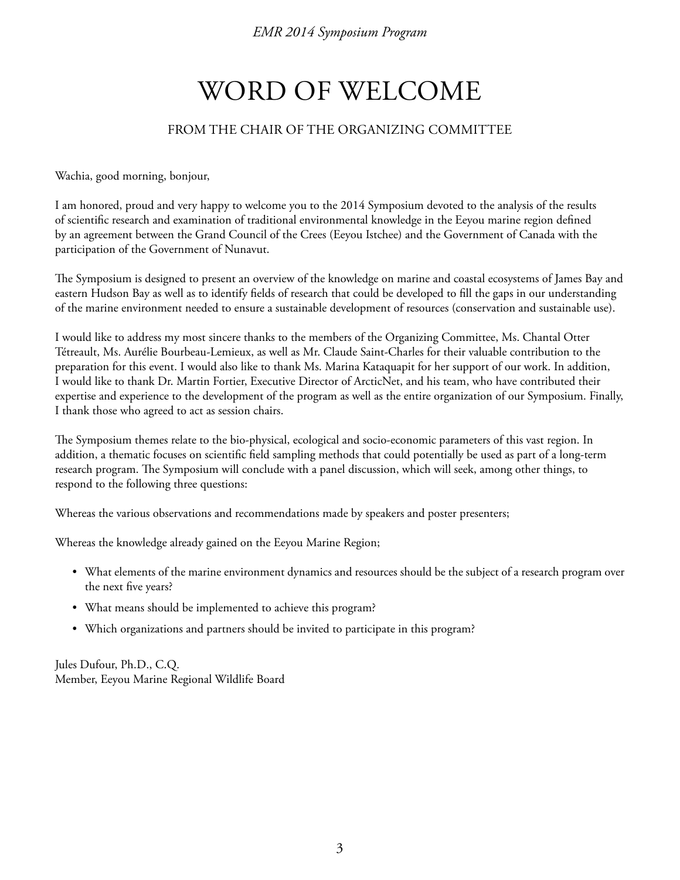# WORD OF WELCOME

## FROM THE CHAIR OF THE ORGANIZING COMMITTEE

Wachia, good morning, bonjour,

I am honored, proud and very happy to welcome you to the 2014 Symposium devoted to the analysis of the results of scientific research and examination of traditional environmental knowledge in the Eeyou marine region defined by an agreement between the Grand Council of the Crees (Eeyou Istchee) and the Government of Canada with the participation of the Government of Nunavut.

The Symposium is designed to present an overview of the knowledge on marine and coastal ecosystems of James Bay and eastern Hudson Bay as well as to identify fields of research that could be developed to fill the gaps in our understanding of the marine environment needed to ensure a sustainable development of resources (conservation and sustainable use).

I would like to address my most sincere thanks to the members of the Organizing Committee, Ms. Chantal Otter Tétreault, Ms. Aurélie Bourbeau-Lemieux, as well as Mr. Claude Saint-Charles for their valuable contribution to the preparation for this event. I would also like to thank Ms. Marina Kataquapit for her support of our work. In addition, I would like to thank Dr. Martin Fortier, Executive Director of ArcticNet, and his team, who have contributed their expertise and experience to the development of the program as well as the entire organization of our Symposium. Finally, I thank those who agreed to act as session chairs.

The Symposium themes relate to the bio-physical, ecological and socio-economic parameters of this vast region. In addition, a thematic focuses on scientific field sampling methods that could potentially be used as part of a long-term research program. The Symposium will conclude with a panel discussion, which will seek, among other things, to respond to the following three questions:

Whereas the various observations and recommendations made by speakers and poster presenters;

Whereas the knowledge already gained on the Eeyou Marine Region;

- What elements of the marine environment dynamics and resources should be the subject of a research program over the next five years?
- What means should be implemented to achieve this program?
- Which organizations and partners should be invited to participate in this program?

Jules Dufour, Ph.D., C.Q.
Member, Eeyou Marine Regional Wildlife Board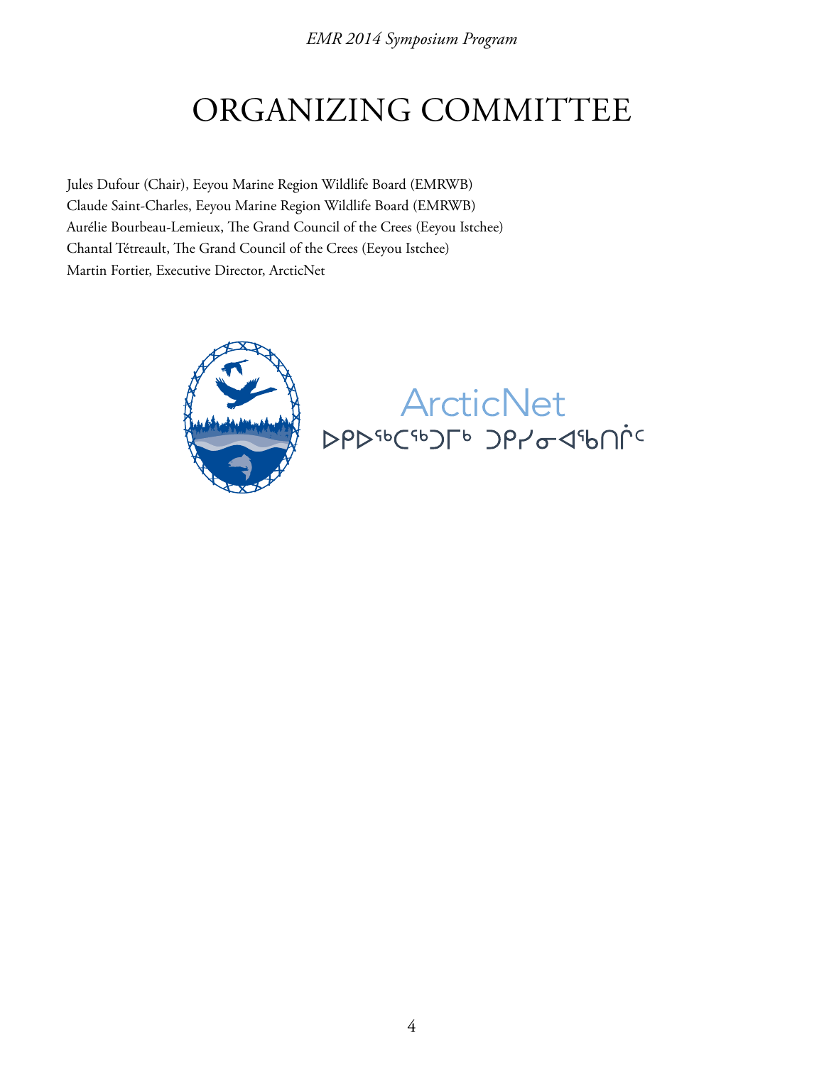# ORGANIZING COMMITTEE

Jules Dufour (Chair), Eeyou Marine Region Wildlife Board (EMRWB)
Claude Saint-Charles, Eeyou Marine Region Wildlife Board (EMRWB)
Aurélie Bourbeau-Lemieux, The Grand Council of the Crees (Eeyou Istchee)
Chantal Tétreault, The Grand Council of the Crees (Eeyou Istchee)
Martin Fortier, Executive Director, ArcticNet

ArcticNet
ᐅᑭᐅᖅᑕᖅᑐᒥᒃ ᑐᑭᓯᓂᐊᖃᑎᒌᑦ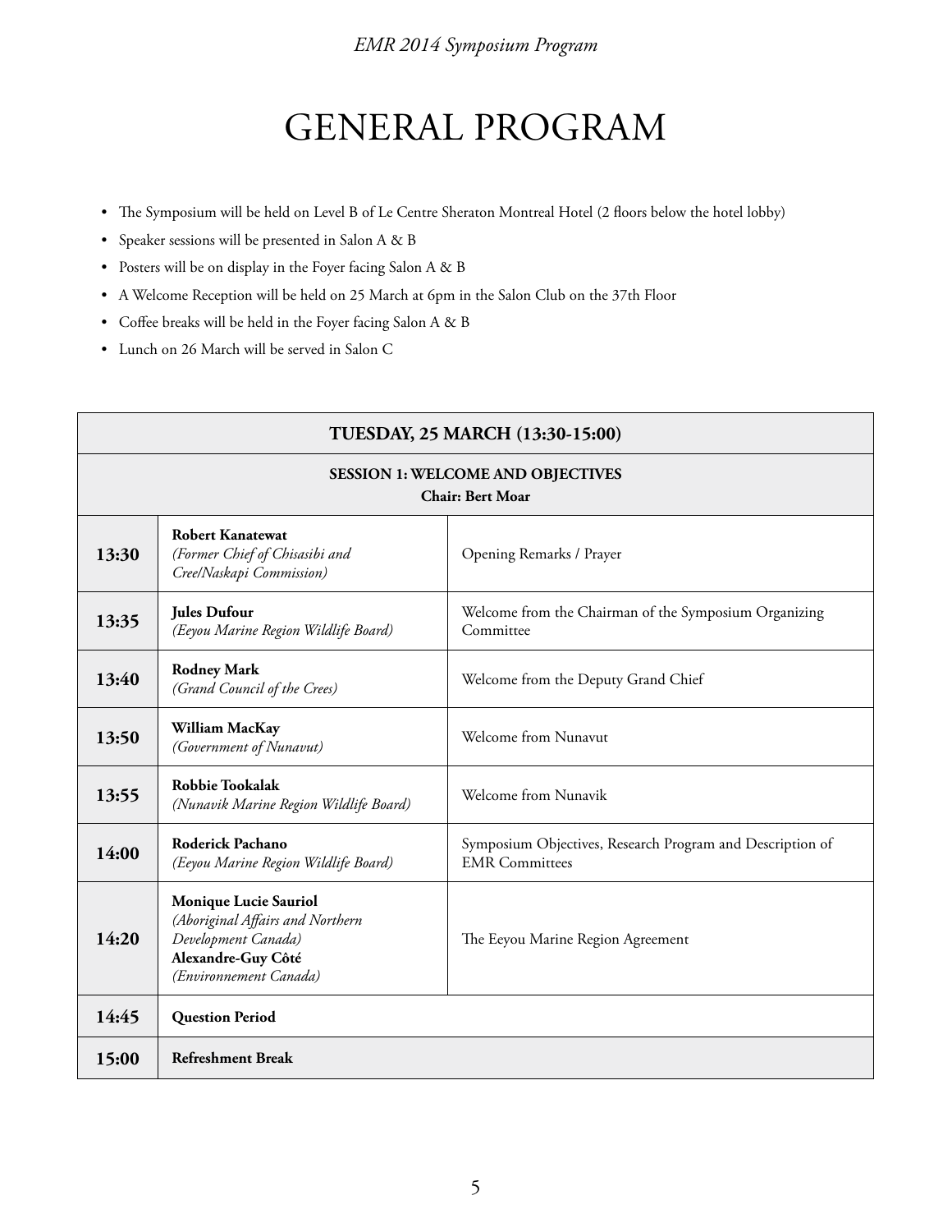# GENERAL PROGRAM

- The Symposium will be held on Level B of Le Centre Sheraton Montreal Hotel (2 floors below the hotel lobby)
- Speaker sessions will be presented in Salon A & B
- Posters will be on display in the Foyer facing Salon A & B
- A Welcome Reception will be held on 25 March at 6pm in the Salon Club on the 37th Floor
- Coffee breaks will be held in the Foyer facing Salon A & B
- Lunch on 26 March will be served in Salon C

| **TUESDAY, 25 MARCH (13:30-15:00)** | | |
|---|---|---|
| **SESSION 1: WELCOME AND OBJECTIVES**<br>**Chair: Bert Moar** | | |
| **13:30** | **Robert Kanatewat**<br>*(Former Chief of Chisasibi and Cree/Naskapi Commission)* | Opening Remarks / Prayer |
| **13:35** | **Jules Dufour**<br>*(Eeyou Marine Region Wildlife Board)* | Welcome from the Chairman of the Symposium Organizing Committee |
| **13:40** | **Rodney Mark**<br>*(Grand Council of the Crees)* | Welcome from the Deputy Grand Chief |
| **13:50** | **William MacKay**<br>*(Government of Nunavut)* | Welcome from Nunavut |
| **13:55** | **Robbie Tookalak**<br>*(Nunavik Marine Region Wildlife Board)* | Welcome from Nunavik |
| **14:00** | **Roderick Pachano**<br>*(Eeyou Marine Region Wildlife Board)* | Symposium Objectives, Research Program and Description of EMR Committees |
| **14:20** | **Monique Lucie Sauriol**<br>*(Aboriginal Affairs and Northern Development Canada)*<br>**Alexandre-Guy Côté**<br>*(Environnement Canada)* | The Eeyou Marine Region Agreement |
| **14:45** | **Question Period** | |
| **15:00** | **Refreshment Break** | |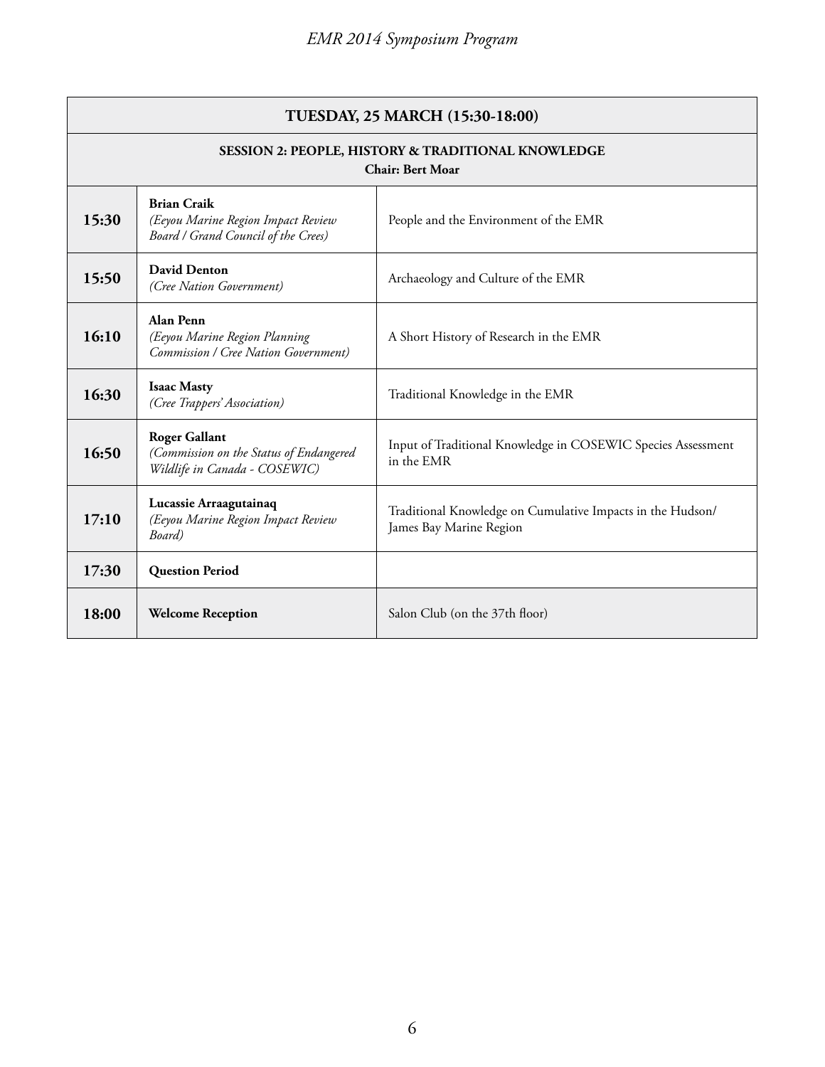| TUESDAY, 25 MARCH (15:30-18:00) | | |
|---|---|---|
| **SESSION 2: PEOPLE, HISTORY & TRADITIONAL KNOWLEDGE** **Chair: Bert Moar** | | |
| **15:30** | **Brian Craik** *(Eeyou Marine Region Impact Review Board / Grand Council of the Crees)* | People and the Environment of the EMR |
| **15:50** | **David Denton** *(Cree Nation Government)* | Archaeology and Culture of the EMR |
| **16:10** | **Alan Penn** *(Eeyou Marine Region Planning Commission / Cree Nation Government)* | A Short History of Research in the EMR |
| **16:30** | **Isaac Masty** *(Cree Trappers' Association)* | Traditional Knowledge in the EMR |
| **16:50** | **Roger Gallant** *(Commission on the Status of Endangered Wildlife in Canada - COSEWIC)* | Input of Traditional Knowledge in COSEWIC Species Assessment in the EMR |
| **17:10** | **Lucassie Arraagutainaq** *(Eeyou Marine Region Impact Review Board)* | Traditional Knowledge on Cumulative Impacts in the Hudson/ James Bay Marine Region |
| **17:30** | **Question Period** | |
| **18:00** | **Welcome Reception** | Salon Club (on the 37th floor) |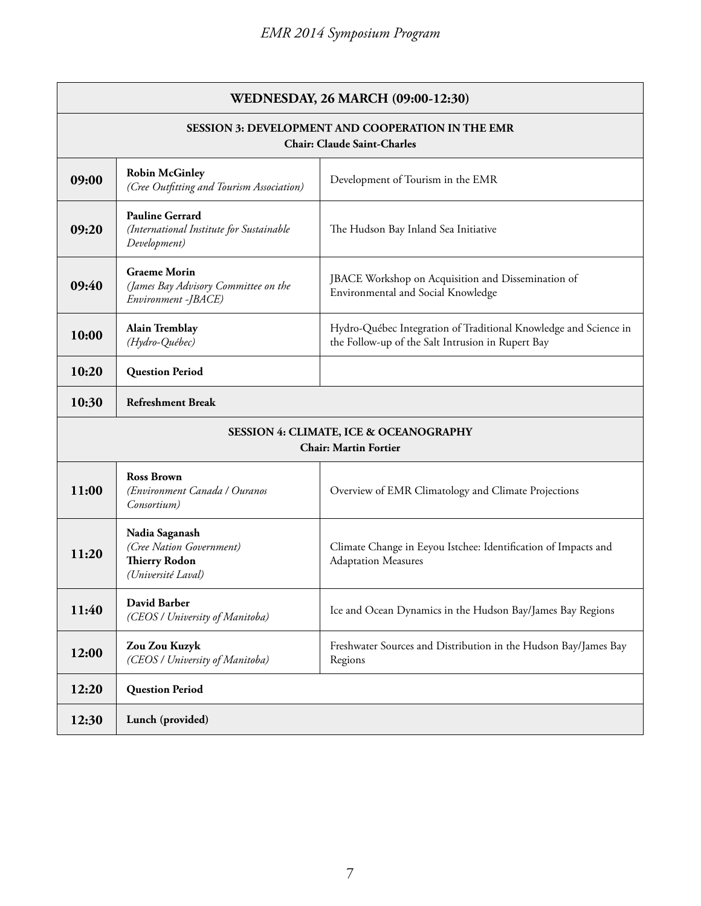| WEDNESDAY, 26 MARCH (09:00-12:30) | | |
|---|---|---|
| **SESSION 3: DEVELOPMENT AND COOPERATION IN THE EMR**<br>**Chair: Claude Saint-Charles** | | |
| **09:00** | **Robin McGinley**<br>*(Cree Outfitting and Tourism Association)* | Development of Tourism in the EMR |
| **09:20** | **Pauline Gerrard**<br>*(International Institute for Sustainable Development)* | The Hudson Bay Inland Sea Initiative |
| **09:40** | **Graeme Morin**<br>*(James Bay Advisory Committee on the Environment -JBACE)* | JBACE Workshop on Acquisition and Dissemination of Environmental and Social Knowledge |
| **10:00** | **Alain Tremblay**<br>*(Hydro-Québec)* | Hydro-Québec Integration of Traditional Knowledge and Science in the Follow-up of the Salt Intrusion in Rupert Bay |
| **10:20** | **Question Period** | |
| **10:30** | **Refreshment Break** | |
| **SESSION 4: CLIMATE, ICE & OCEANOGRAPHY**<br>**Chair: Martin Fortier** | | |
| **11:00** | **Ross Brown**<br>*(Environment Canada / Ouranos Consortium)* | Overview of EMR Climatology and Climate Projections |
| **11:20** | **Nadia Saganash**<br>*(Cree Nation Government)*<br>**Thierry Rodon**<br>*(Université Laval)* | Climate Change in Eeyou Istchee: Identification of Impacts and Adaptation Measures |
| **11:40** | **David Barber**<br>*(CEOS / University of Manitoba)* | Ice and Ocean Dynamics in the Hudson Bay/James Bay Regions |
| **12:00** | **Zou Zou Kuzyk**<br>*(CEOS / University of Manitoba)* | Freshwater Sources and Distribution in the Hudson Bay/James Bay Regions |
| **12:20** | **Question Period** | |
| **12:30** | **Lunch (provided)** | |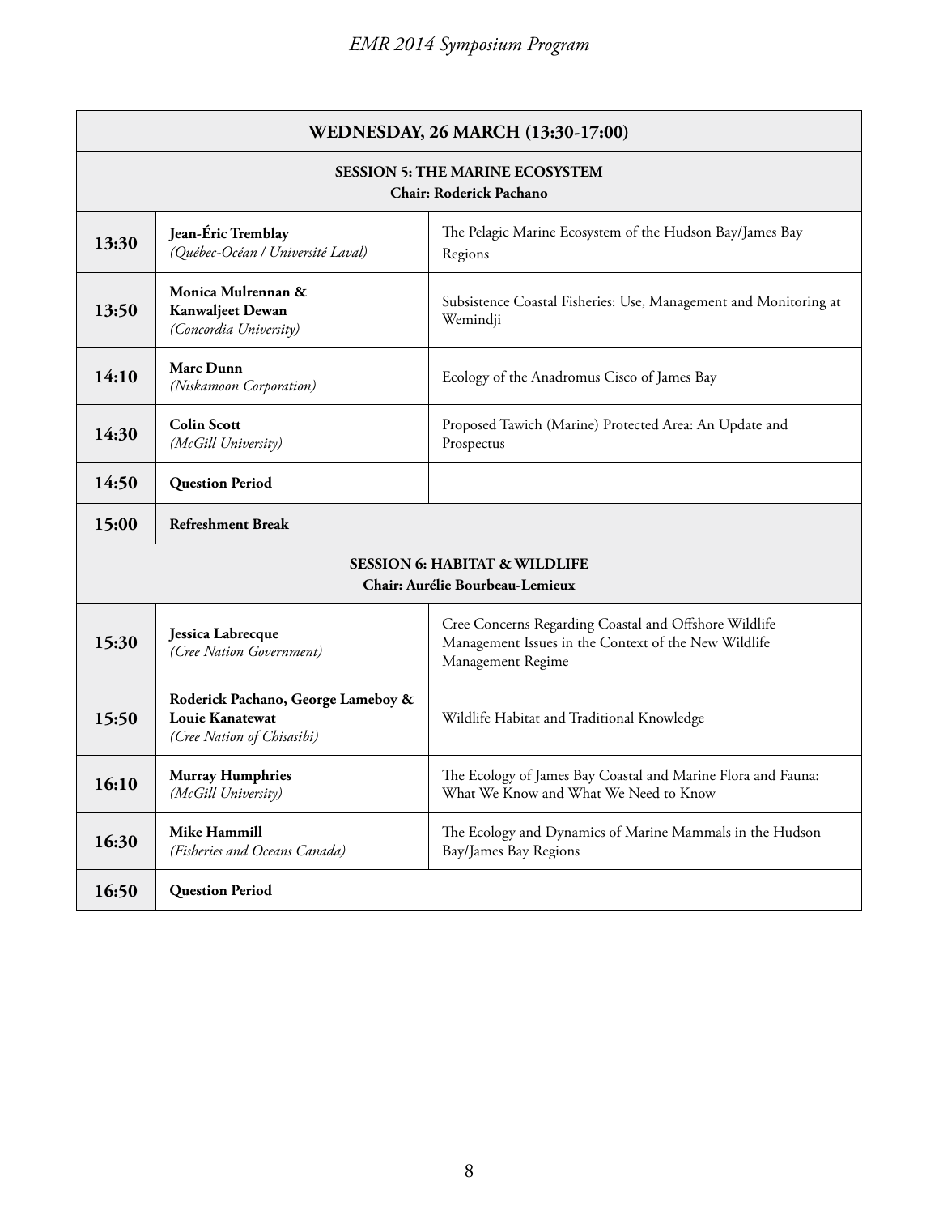| WEDNESDAY, 26 MARCH (13:30-17:00) | | |
|---|---|---|
| **SESSION 5: THE MARINE ECOSYSTEM**<br>**Chair: Roderick Pachano** | | |
| **13:30** | **Jean-Éric Tremblay**<br>*(Québec-Océan / Université Laval)* | The Pelagic Marine Ecosystem of the Hudson Bay/James Bay Regions |
| **13:50** | **Monica Mulrennan & Kanwaljeet Dewan**<br>*(Concordia University)* | Subsistence Coastal Fisheries: Use, Management and Monitoring at Wemindji |
| **14:10** | **Marc Dunn**<br>*(Niskamoon Corporation)* | Ecology of the Anadromus Cisco of James Bay |
| **14:30** | **Colin Scott**<br>*(McGill University)* | Proposed Tawich (Marine) Protected Area: An Update and Prospectus |
| **14:50** | **Question Period** | |
| **15:00** | **Refreshment Break** | |
| **SESSION 6: HABITAT & WILDLIFE**<br>**Chair: Aurélie Bourbeau-Lemieux** | | |
| **15:30** | **Jessica Labrecque**<br>*(Cree Nation Government)* | Cree Concerns Regarding Coastal and Offshore Wildlife Management Issues in the Context of the New Wildlife Management Regime |
| **15:50** | **Roderick Pachano, George Lameboy & Louie Kanatewat**<br>*(Cree Nation of Chisasibi)* | Wildlife Habitat and Traditional Knowledge |
| **16:10** | **Murray Humphries**<br>*(McGill University)* | The Ecology of James Bay Coastal and Marine Flora and Fauna: What We Know and What We Need to Know |
| **16:30** | **Mike Hammill**<br>*(Fisheries and Oceans Canada)* | The Ecology and Dynamics of Marine Mammals in the Hudson Bay/James Bay Regions |
| **16:50** | **Question Period** | |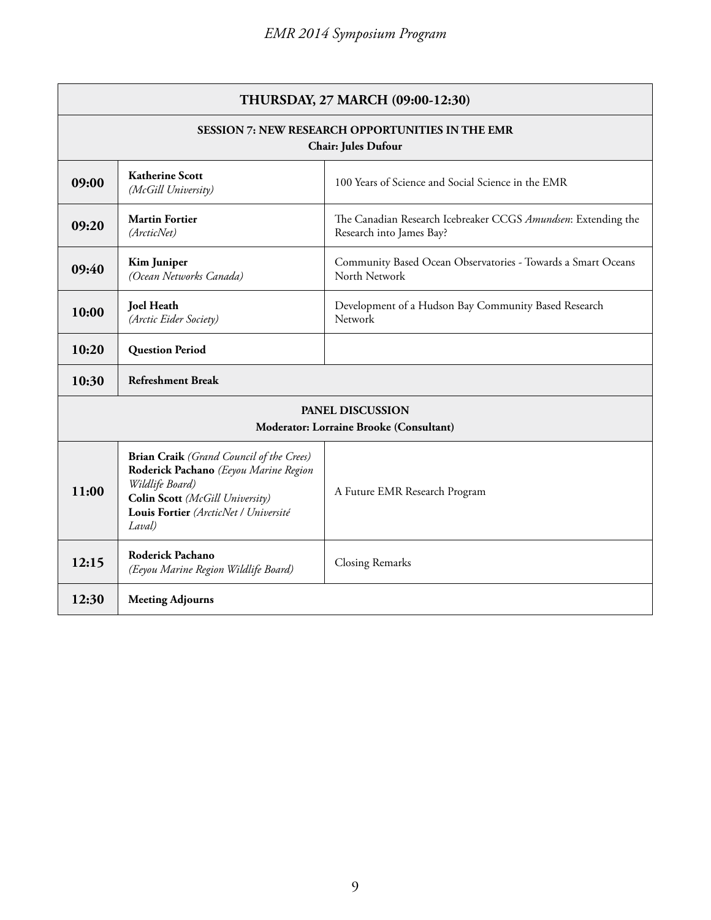| THURSDAY, 27 MARCH (09:00-12:30) | | |
|---|---|---|
| **SESSION 7: NEW RESEARCH OPPORTUNITIES IN THE EMR**<br>**Chair: Jules Dufour** | | |
| **09:00** | **Katherine Scott**<br>*(McGill University)* | 100 Years of Science and Social Science in the EMR |
| **09:20** | **Martin Fortier**<br>*(ArcticNet)* | The Canadian Research Icebreaker CCGS *Amundsen*: Extending the Research into James Bay? |
| **09:40** | **Kim Juniper**<br>*(Ocean Networks Canada)* | Community Based Ocean Observatories - Towards a Smart Oceans North Network |
| **10:00** | **Joel Heath**<br>*(Arctic Eider Society)* | Development of a Hudson Bay Community Based Research Network |
| **10:20** | **Question Period** | |
| **10:30** | **Refreshment Break** | |
| **PANEL DISCUSSION**<br>**Moderator: Lorraine Brooke (Consultant)** | | |
| **11:00** | **Brian Craik** *(Grand Council of the Crees)*<br>**Roderick Pachano** *(Eeyou Marine Region Wildlife Board)*<br>**Colin Scott** *(McGill University)*<br>**Louis Fortier** *(ArcticNet / Université Laval)* | A Future EMR Research Program |
| **12:15** | **Roderick Pachano**<br>*(Eeyou Marine Region Wildlife Board)* | Closing Remarks |
| **12:30** | **Meeting Adjourns** | |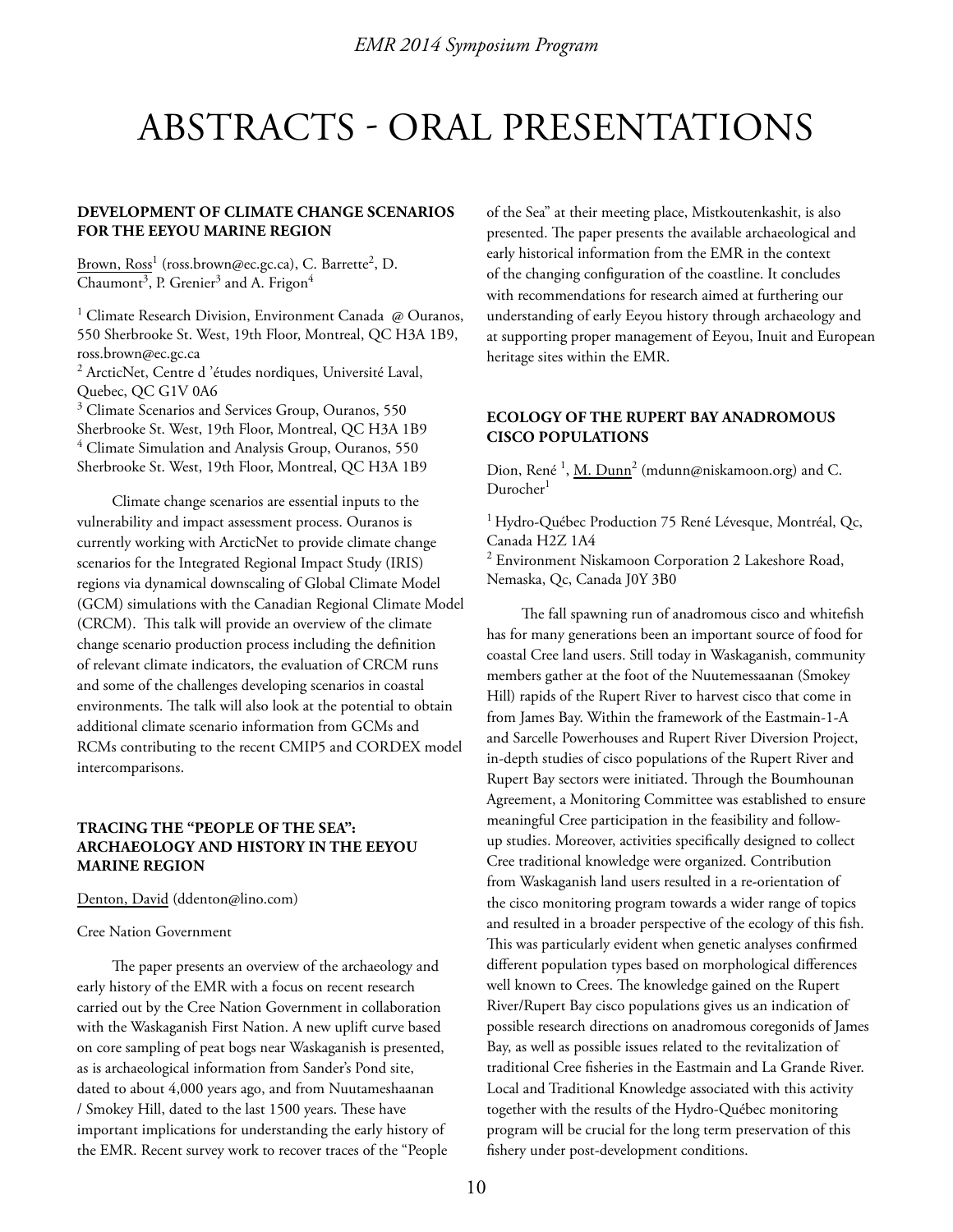# ABSTRACTS - ORAL PRESENTATIONS

### DEVELOPMENT OF CLIMATE CHANGE SCENARIOS FOR THE EEYOU MARINE REGION

Brown, Ross[1] (ross.brown@ec.gc.ca), C. Barrette[2], D. Chaumont[3], P. Grenier[3] and A. Frigon[4]

[1] Climate Research Division, Environment Canada @ Ouranos, 550 Sherbrooke St. West, 19th Floor, Montreal, QC H3A 1B9, ross.brown@ec.gc.ca
[2] ArcticNet, Centre d 'études nordiques, Université Laval, Quebec, QC G1V 0A6
[3] Climate Scenarios and Services Group, Ouranos, 550 Sherbrooke St. West, 19th Floor, Montreal, QC H3A 1B9
[4] Climate Simulation and Analysis Group, Ouranos, 550 Sherbrooke St. West, 19th Floor, Montreal, QC H3A 1B9

Climate change scenarios are essential inputs to the vulnerability and impact assessment process. Ouranos is currently working with ArcticNet to provide climate change scenarios for the Integrated Regional Impact Study (IRIS) regions via dynamical downscaling of Global Climate Model (GCM) simulations with the Canadian Regional Climate Model (CRCM). This talk will provide an overview of the climate change scenario production process including the definition of relevant climate indicators, the evaluation of CRCM runs and some of the challenges developing scenarios in coastal environments. The talk will also look at the potential to obtain additional climate scenario information from GCMs and RCMs contributing to the recent CMIP5 and CORDEX model intercomparisons.

### TRACING THE "PEOPLE OF THE SEA": ARCHAEOLOGY AND HISTORY IN THE EEYOU MARINE REGION

Denton, David (ddenton@lino.com)

Cree Nation Government

The paper presents an overview of the archaeology and early history of the EMR with a focus on recent research carried out by the Cree Nation Government in collaboration with the Waskaganish First Nation. A new uplift curve based on core sampling of peat bogs near Waskaganish is presented, as is archaeological information from Sander's Pond site, dated to about 4,000 years ago, and from Nuutameshaanan / Smokey Hill, dated to the last 1500 years. These have important implications for understanding the early history of the EMR. Recent survey work to recover traces of the "People of the Sea" at their meeting place, Mistkoutenkashit, is also presented. The paper presents the available archaeological and early historical information from the EMR in the context of the changing configuration of the coastline. It concludes with recommendations for research aimed at furthering our understanding of early Eeyou history through archaeology and at supporting proper management of Eeyou, Inuit and European heritage sites within the EMR.

### ECOLOGY OF THE RUPERT BAY ANADROMOUS CISCO POPULATIONS

Dion, René [1], M. Dunn[2] (mdunn@niskamoon.org) and C. Durocher[1]

[1] Hydro-Québec Production 75 René Lévesque, Montréal, Qc, Canada H2Z 1A4
[2] Environment Niskamoon Corporation 2 Lakeshore Road, Nemaska, Qc, Canada J0Y 3B0

The fall spawning run of anadromous cisco and whitefish has for many generations been an important source of food for coastal Cree land users. Still today in Waskaganish, community members gather at the foot of the Nuutemessaanan (Smokey Hill) rapids of the Rupert River to harvest cisco that come in from James Bay. Within the framework of the Eastmain-1-A and Sarcelle Powerhouses and Rupert River Diversion Project, in-depth studies of cisco populations of the Rupert River and Rupert Bay sectors were initiated. Through the Boumhounan Agreement, a Monitoring Committee was established to ensure meaningful Cree participation in the feasibility and follow-up studies. Moreover, activities specifically designed to collect Cree traditional knowledge were organized. Contribution from Waskaganish land users resulted in a re-orientation of the cisco monitoring program towards a wider range of topics and resulted in a broader perspective of the ecology of this fish. This was particularly evident when genetic analyses confirmed different population types based on morphological differences well known to Crees. The knowledge gained on the Rupert River/Rupert Bay cisco populations gives us an indication of possible research directions on anadromous coregonids of James Bay, as well as possible issues related to the revitalization of traditional Cree fisheries in the Eastmain and La Grande River. Local and Traditional Knowledge associated with this activity together with the results of the Hydro-Québec monitoring program will be crucial for the long term preservation of this fishery under post-development conditions.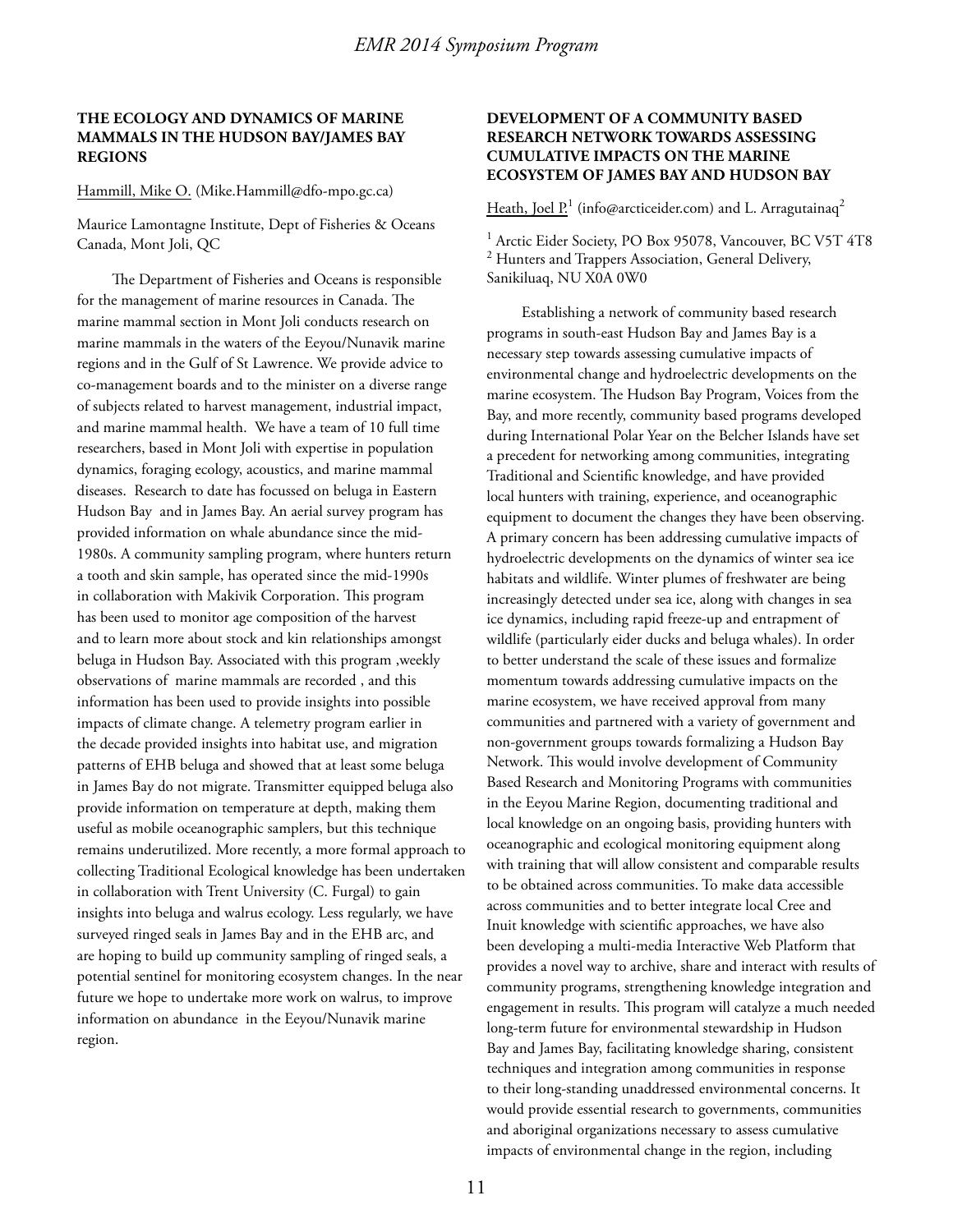### THE ECOLOGY AND DYNAMICS OF MARINE MAMMALS IN THE HUDSON BAY/JAMES BAY REGIONS

Hammill, Mike O. (Mike.Hammill@dfo-mpo.gc.ca)

Maurice Lamontagne Institute, Dept of Fisheries & Oceans Canada, Mont Joli, QC

The Department of Fisheries and Oceans is responsible for the management of marine resources in Canada. The marine mammal section in Mont Joli conducts research on marine mammals in the waters of the Eeyou/Nunavik marine regions and in the Gulf of St Lawrence. We provide advice to co-management boards and to the minister on a diverse range of subjects related to harvest management, industrial impact, and marine mammal health. We have a team of 10 full time researchers, based in Mont Joli with expertise in population dynamics, foraging ecology, acoustics, and marine mammal diseases. Research to date has focussed on beluga in Eastern Hudson Bay and in James Bay. An aerial survey program has provided information on whale abundance since the mid-1980s. A community sampling program, where hunters return a tooth and skin sample, has operated since the mid-1990s in collaboration with Makivik Corporation. This program has been used to monitor age composition of the harvest and to learn more about stock and kin relationships amongst beluga in Hudson Bay. Associated with this program ,weekly observations of marine mammals are recorded , and this information has been used to provide insights into possible impacts of climate change. A telemetry program earlier in the decade provided insights into habitat use, and migration patterns of EHB beluga and showed that at least some beluga in James Bay do not migrate. Transmitter equipped beluga also provide information on temperature at depth, making them useful as mobile oceanographic samplers, but this technique remains underutilized. More recently, a more formal approach to collecting Traditional Ecological knowledge has been undertaken in collaboration with Trent University (C. Furgal) to gain insights into beluga and walrus ecology. Less regularly, we have surveyed ringed seals in James Bay and in the EHB arc, and are hoping to build up community sampling of ringed seals, a potential sentinel for monitoring ecosystem changes. In the near future we hope to undertake more work on walrus, to improve information on abundance in the Eeyou/Nunavik marine region.

### DEVELOPMENT OF A COMMUNITY BASED RESEARCH NETWORK TOWARDS ASSESSING CUMULATIVE IMPACTS ON THE MARINE ECOSYSTEM OF JAMES BAY AND HUDSON BAY

Heath, Joel P.[1] (info@arcticeider.com) and L. Arragutainaq[2]

[1] Arctic Eider Society, PO Box 95078, Vancouver, BC V5T 4T8
[2] Hunters and Trappers Association, General Delivery, Sanikiluaq, NU X0A 0W0

Establishing a network of community based research programs in south-east Hudson Bay and James Bay is a necessary step towards assessing cumulative impacts of environmental change and hydroelectric developments on the marine ecosystem. The Hudson Bay Program, Voices from the Bay, and more recently, community based programs developed during International Polar Year on the Belcher Islands have set a precedent for networking among communities, integrating Traditional and Scientific knowledge, and have provided local hunters with training, experience, and oceanographic equipment to document the changes they have been observing. A primary concern has been addressing cumulative impacts of hydroelectric developments on the dynamics of winter sea ice habitats and wildlife. Winter plumes of freshwater are being increasingly detected under sea ice, along with changes in sea ice dynamics, including rapid freeze-up and entrapment of wildlife (particularly eider ducks and beluga whales). In order to better understand the scale of these issues and formalize momentum towards addressing cumulative impacts on the marine ecosystem, we have received approval from many communities and partnered with a variety of government and non-government groups towards formalizing a Hudson Bay Network. This would involve development of Community Based Research and Monitoring Programs with communities in the Eeyou Marine Region, documenting traditional and local knowledge on an ongoing basis, providing hunters with oceanographic and ecological monitoring equipment along with training that will allow consistent and comparable results to be obtained across communities. To make data accessible across communities and to better integrate local Cree and Inuit knowledge with scientific approaches, we have also been developing a multi-media Interactive Web Platform that provides a novel way to archive, share and interact with results of community programs, strengthening knowledge integration and engagement in results. This program will catalyze a much needed long-term future for environmental stewardship in Hudson Bay and James Bay, facilitating knowledge sharing, consistent techniques and integration among communities in response to their long-standing unaddressed environmental concerns. It would provide essential research to governments, communities and aboriginal organizations necessary to assess cumulative impacts of environmental change in the region, including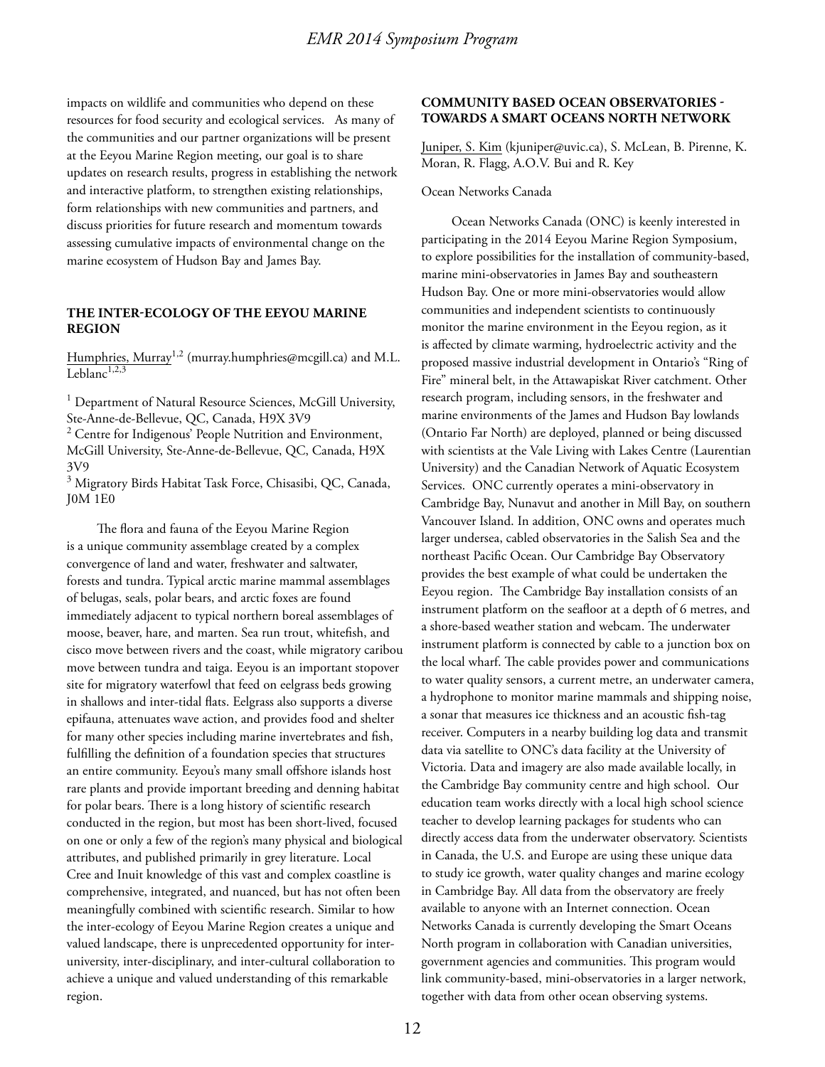impacts on wildlife and communities who depend on these resources for food security and ecological services. As many of the communities and our partner organizations will be present at the Eeyou Marine Region meeting, our goal is to share updates on research results, progress in establishing the network and interactive platform, to strengthen existing relationships, form relationships with new communities and partners, and discuss priorities for future research and momentum towards assessing cumulative impacts of environmental change on the marine ecosystem of Hudson Bay and James Bay.

### THE INTER-ECOLOGY OF THE EEYOU MARINE REGION

Humphries, Murray[1,2] (murray.humphries@mcgill.ca) and M.L. Leblanc[1,2,3]

[1] Department of Natural Resource Sciences, McGill University, Ste-Anne-de-Bellevue, QC, Canada, H9X 3V9
[2] Centre for Indigenous' People Nutrition and Environment, McGill University, Ste-Anne-de-Bellevue, QC, Canada, H9X 3V9
[3] Migratory Birds Habitat Task Force, Chisasibi, QC, Canada, J0M 1E0

The flora and fauna of the Eeyou Marine Region is a unique community assemblage created by a complex convergence of land and water, freshwater and saltwater, forests and tundra. Typical arctic marine mammal assemblages of belugas, seals, polar bears, and arctic foxes are found immediately adjacent to typical northern boreal assemblages of moose, beaver, hare, and marten. Sea run trout, whitefish, and cisco move between rivers and the coast, while migratory caribou move between tundra and taiga. Eeyou is an important stopover site for migratory waterfowl that feed on eelgrass beds growing in shallows and inter-tidal flats. Eelgrass also supports a diverse epifauna, attenuates wave action, and provides food and shelter for many other species including marine invertebrates and fish, fulfilling the definition of a foundation species that structures an entire community. Eeyou's many small offshore islands host rare plants and provide important breeding and denning habitat for polar bears. There is a long history of scientific research conducted in the region, but most has been short-lived, focused on one or only a few of the region's many physical and biological attributes, and published primarily in grey literature. Local Cree and Inuit knowledge of this vast and complex coastline is comprehensive, integrated, and nuanced, but has not often been meaningfully combined with scientific research. Similar to how the inter-ecology of Eeyou Marine Region creates a unique and valued landscape, there is unprecedented opportunity for inter-university, inter-disciplinary, and inter-cultural collaboration to achieve a unique and valued understanding of this remarkable region.

### COMMUNITY BASED OCEAN OBSERVATORIES - TOWARDS A SMART OCEANS NORTH NETWORK

Juniper, S. Kim (kjuniper@uvic.ca), S. McLean, B. Pirenne, K. Moran, R. Flagg, A.O.V. Bui and R. Key

Ocean Networks Canada

Ocean Networks Canada (ONC) is keenly interested in participating in the 2014 Eeyou Marine Region Symposium, to explore possibilities for the installation of community-based, marine mini-observatories in James Bay and southeastern Hudson Bay. One or more mini-observatories would allow communities and independent scientists to continuously monitor the marine environment in the Eeyou region, as it is affected by climate warming, hydroelectric activity and the proposed massive industrial development in Ontario's "Ring of Fire" mineral belt, in the Attawapiskat River catchment. Other research program, including sensors, in the freshwater and marine environments of the James and Hudson Bay lowlands (Ontario Far North) are deployed, planned or being discussed with scientists at the Vale Living with Lakes Centre (Laurentian University) and the Canadian Network of Aquatic Ecosystem Services. ONC currently operates a mini-observatory in Cambridge Bay, Nunavut and another in Mill Bay, on southern Vancouver Island. In addition, ONC owns and operates much larger undersea, cabled observatories in the Salish Sea and the northeast Pacific Ocean. Our Cambridge Bay Observatory provides the best example of what could be undertaken the Eeyou region. The Cambridge Bay installation consists of an instrument platform on the seafloor at a depth of 6 metres, and a shore-based weather station and webcam. The underwater instrument platform is connected by cable to a junction box on the local wharf. The cable provides power and communications to water quality sensors, a current metre, an underwater camera, a hydrophone to monitor marine mammals and shipping noise, a sonar that measures ice thickness and an acoustic fish-tag receiver. Computers in a nearby building log data and transmit data via satellite to ONC's data facility at the University of Victoria. Data and imagery are also made available locally, in the Cambridge Bay community centre and high school. Our education team works directly with a local high school science teacher to develop learning packages for students who can directly access data from the underwater observatory. Scientists in Canada, the U.S. and Europe are using these unique data to study ice growth, water quality changes and marine ecology in Cambridge Bay. All data from the observatory are freely available to anyone with an Internet connection. Ocean Networks Canada is currently developing the Smart Oceans North program in collaboration with Canadian universities, government agencies and communities. This program would link community-based, mini-observatories in a larger network, together with data from other ocean observing systems.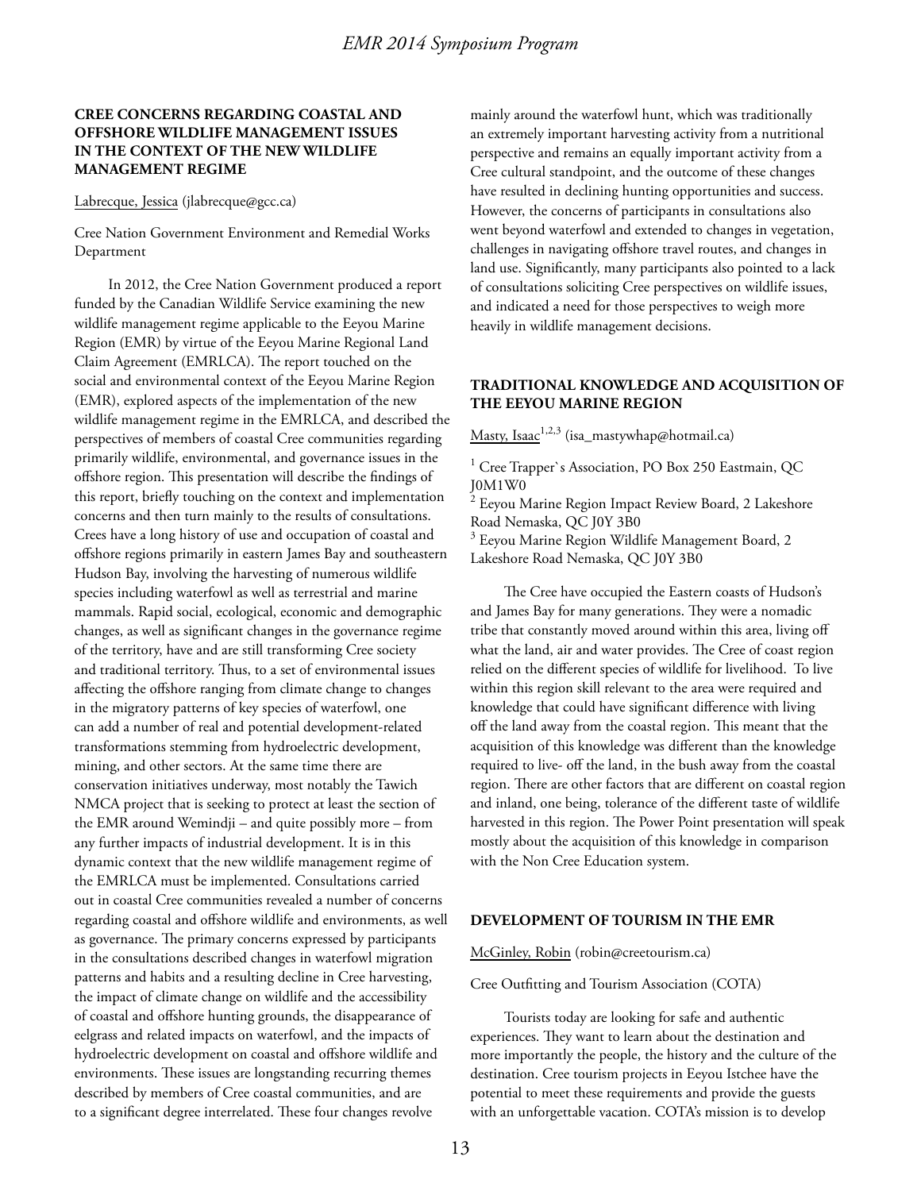## CREE CONCERNS REGARDING COASTAL AND OFFSHORE WILDLIFE MANAGEMENT ISSUES IN THE CONTEXT OF THE NEW WILDLIFE MANAGEMENT REGIME

Labrecque, Jessica (jlabrecque@gcc.ca)

Cree Nation Government Environment and Remedial Works Department

In 2012, the Cree Nation Government produced a report funded by the Canadian Wildlife Service examining the new wildlife management regime applicable to the Eeyou Marine Region (EMR) by virtue of the Eeyou Marine Regional Land Claim Agreement (EMRLCA). The report touched on the social and environmental context of the Eeyou Marine Region (EMR), explored aspects of the implementation of the new wildlife management regime in the EMRLCA, and described the perspectives of members of coastal Cree communities regarding primarily wildlife, environmental, and governance issues in the offshore region. This presentation will describe the findings of this report, briefly touching on the context and implementation concerns and then turn mainly to the results of consultations. Crees have a long history of use and occupation of coastal and offshore regions primarily in eastern James Bay and southeastern Hudson Bay, involving the harvesting of numerous wildlife species including waterfowl as well as terrestrial and marine mammals. Rapid social, ecological, economic and demographic changes, as well as significant changes in the governance regime of the territory, have and are still transforming Cree society and traditional territory. Thus, to a set of environmental issues affecting the offshore ranging from climate change to changes in the migratory patterns of key species of waterfowl, one can add a number of real and potential development-related transformations stemming from hydroelectric development, mining, and other sectors. At the same time there are conservation initiatives underway, most notably the Tawich NMCA project that is seeking to protect at least the section of the EMR around Wemindji – and quite possibly more – from any further impacts of industrial development. It is in this dynamic context that the new wildlife management regime of the EMRLCA must be implemented. Consultations carried out in coastal Cree communities revealed a number of concerns regarding coastal and offshore wildlife and environments, as well as governance. The primary concerns expressed by participants in the consultations described changes in waterfowl migration patterns and habits and a resulting decline in Cree harvesting, the impact of climate change on wildlife and the accessibility of coastal and offshore hunting grounds, the disappearance of eelgrass and related impacts on waterfowl, and the impacts of hydroelectric development on coastal and offshore wildlife and environments. These issues are longstanding recurring themes described by members of Cree coastal communities, and are to a significant degree interrelated. These four changes revolve mainly around the waterfowl hunt, which was traditionally an extremely important harvesting activity from a nutritional perspective and remains an equally important activity from a Cree cultural standpoint, and the outcome of these changes have resulted in declining hunting opportunities and success. However, the concerns of participants in consultations also went beyond waterfowl and extended to changes in vegetation, challenges in navigating offshore travel routes, and changes in land use. Significantly, many participants also pointed to a lack of consultations soliciting Cree perspectives on wildlife issues, and indicated a need for those perspectives to weigh more heavily in wildlife management decisions.

## TRADITIONAL KNOWLEDGE AND ACQUISITION OF THE EEYOU MARINE REGION

Masty, Isaac[1,2,3] (isa_mastywhap@hotmail.ca)

[1] Cree Trapper`s Association, PO Box 250 Eastmain, QC J0M1W0
[2] Eeyou Marine Region Impact Review Board, 2 Lakeshore Road Nemaska, QC J0Y 3B0
[3] Eeyou Marine Region Wildlife Management Board, 2 Lakeshore Road Nemaska, QC J0Y 3B0

The Cree have occupied the Eastern coasts of Hudson's and James Bay for many generations. They were a nomadic tribe that constantly moved around within this area, living off what the land, air and water provides. The Cree of coast region relied on the different species of wildlife for livelihood. To live within this region skill relevant to the area were required and knowledge that could have significant difference with living off the land away from the coastal region. This meant that the acquisition of this knowledge was different than the knowledge required to live- off the land, in the bush away from the coastal region. There are other factors that are different on coastal region and inland, one being, tolerance of the different taste of wildlife harvested in this region. The Power Point presentation will speak mostly about the acquisition of this knowledge in comparison with the Non Cree Education system.

## DEVELOPMENT OF TOURISM IN THE EMR

McGinley, Robin (robin@creetourism.ca)

Cree Outfitting and Tourism Association (COTA)

Tourists today are looking for safe and authentic experiences. They want to learn about the destination and more importantly the people, the history and the culture of the destination. Cree tourism projects in Eeyou Istchee have the potential to meet these requirements and provide the guests with an unforgettable vacation. COTA's mission is to develop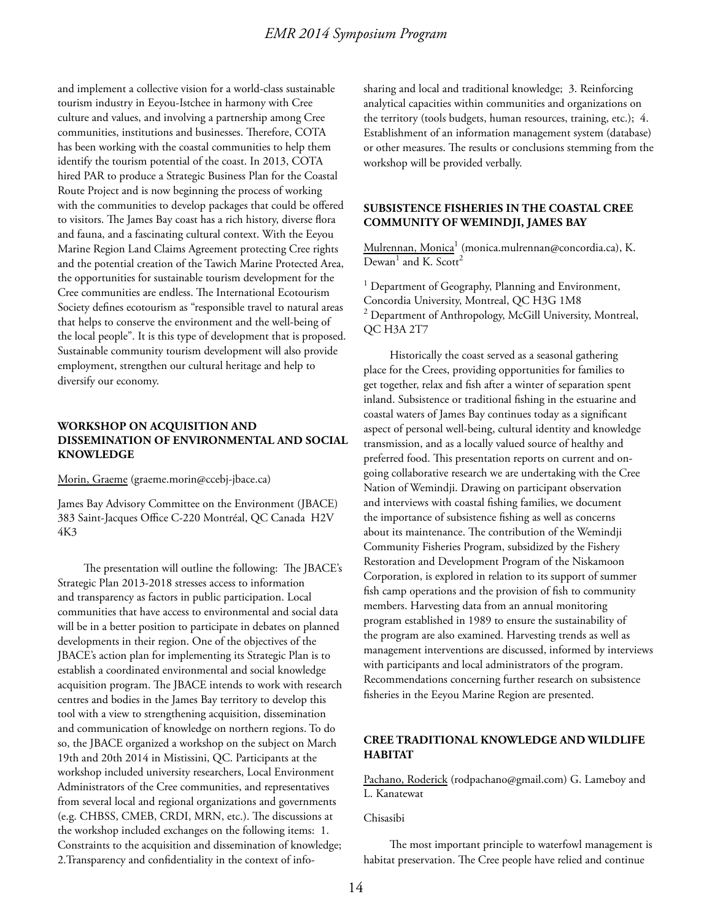and implement a collective vision for a world-class sustainable tourism industry in Eeyou-Istchee in harmony with Cree culture and values, and involving a partnership among Cree communities, institutions and businesses. Therefore, COTA has been working with the coastal communities to help them identify the tourism potential of the coast. In 2013, COTA hired PAR to produce a Strategic Business Plan for the Coastal Route Project and is now beginning the process of working with the communities to develop packages that could be offered to visitors. The James Bay coast has a rich history, diverse flora and fauna, and a fascinating cultural context. With the Eeyou Marine Region Land Claims Agreement protecting Cree rights and the potential creation of the Tawich Marine Protected Area, the opportunities for sustainable tourism development for the Cree communities are endless. The International Ecotourism Society defines ecotourism as "responsible travel to natural areas that helps to conserve the environment and the well-being of the local people". It is this type of development that is proposed. Sustainable community tourism development will also provide employment, strengthen our cultural heritage and help to diversify our economy.

### WORKSHOP ON ACQUISITION AND DISSEMINATION OF ENVIRONMENTAL AND SOCIAL KNOWLEDGE

Morin, Graeme (graeme.morin@ccebj-jbace.ca)

James Bay Advisory Committee on the Environment (JBACE) 383 Saint-Jacques Office C-220 Montréal, QC Canada H2V 4K3

The presentation will outline the following: The JBACE's Strategic Plan 2013-2018 stresses access to information and transparency as factors in public participation. Local communities that have access to environmental and social data will be in a better position to participate in debates on planned developments in their region. One of the objectives of the JBACE's action plan for implementing its Strategic Plan is to establish a coordinated environmental and social knowledge acquisition program. The JBACE intends to work with research centres and bodies in the James Bay territory to develop this tool with a view to strengthening acquisition, dissemination and communication of knowledge on northern regions. To do so, the JBACE organized a workshop on the subject on March 19th and 20th 2014 in Mistissini, QC. Participants at the workshop included university researchers, Local Environment Administrators of the Cree communities, and representatives from several local and regional organizations and governments (e.g. CHBSS, CMEB, CRDI, MRN, etc.). The discussions at the workshop included exchanges on the following items: 1. Constraints to the acquisition and dissemination of knowledge; 2.Transparency and confidentiality in the context of info-sharing and local and traditional knowledge; 3. Reinforcing analytical capacities within communities and organizations on the territory (tools budgets, human resources, training, etc.); 4. Establishment of an information management system (database) or other measures. The results or conclusions stemming from the workshop will be provided verbally.

### SUBSISTENCE FISHERIES IN THE COASTAL CREE COMMUNITY OF WEMINDJI, JAMES BAY

Mulrennan, Monica[1] (monica.mulrennan@concordia.ca), K. Dewan[1] and K. Scott[2]

[1] Department of Geography, Planning and Environment, Concordia University, Montreal, QC H3G 1M8
[2] Department of Anthropology, McGill University, Montreal, QC H3A 2T7

Historically the coast served as a seasonal gathering place for the Crees, providing opportunities for families to get together, relax and fish after a winter of separation spent inland. Subsistence or traditional fishing in the estuarine and coastal waters of James Bay continues today as a significant aspect of personal well-being, cultural identity and knowledge transmission, and as a locally valued source of healthy and preferred food. This presentation reports on current and on-going collaborative research we are undertaking with the Cree Nation of Wemindji. Drawing on participant observation and interviews with coastal fishing families, we document the importance of subsistence fishing as well as concerns about its maintenance. The contribution of the Wemindji Community Fisheries Program, subsidized by the Fishery Restoration and Development Program of the Niskamoon Corporation, is explored in relation to its support of summer fish camp operations and the provision of fish to community members. Harvesting data from an annual monitoring program established in 1989 to ensure the sustainability of the program are also examined. Harvesting trends as well as management interventions are discussed, informed by interviews with participants and local administrators of the program. Recommendations concerning further research on subsistence fisheries in the Eeyou Marine Region are presented.

### CREE TRADITIONAL KNOWLEDGE AND WILDLIFE HABITAT

Pachano, Roderick (rodpachano@gmail.com) G. Lameboy and L. Kanatewat

Chisasibi

The most important principle to waterfowl management is habitat preservation. The Cree people have relied and continue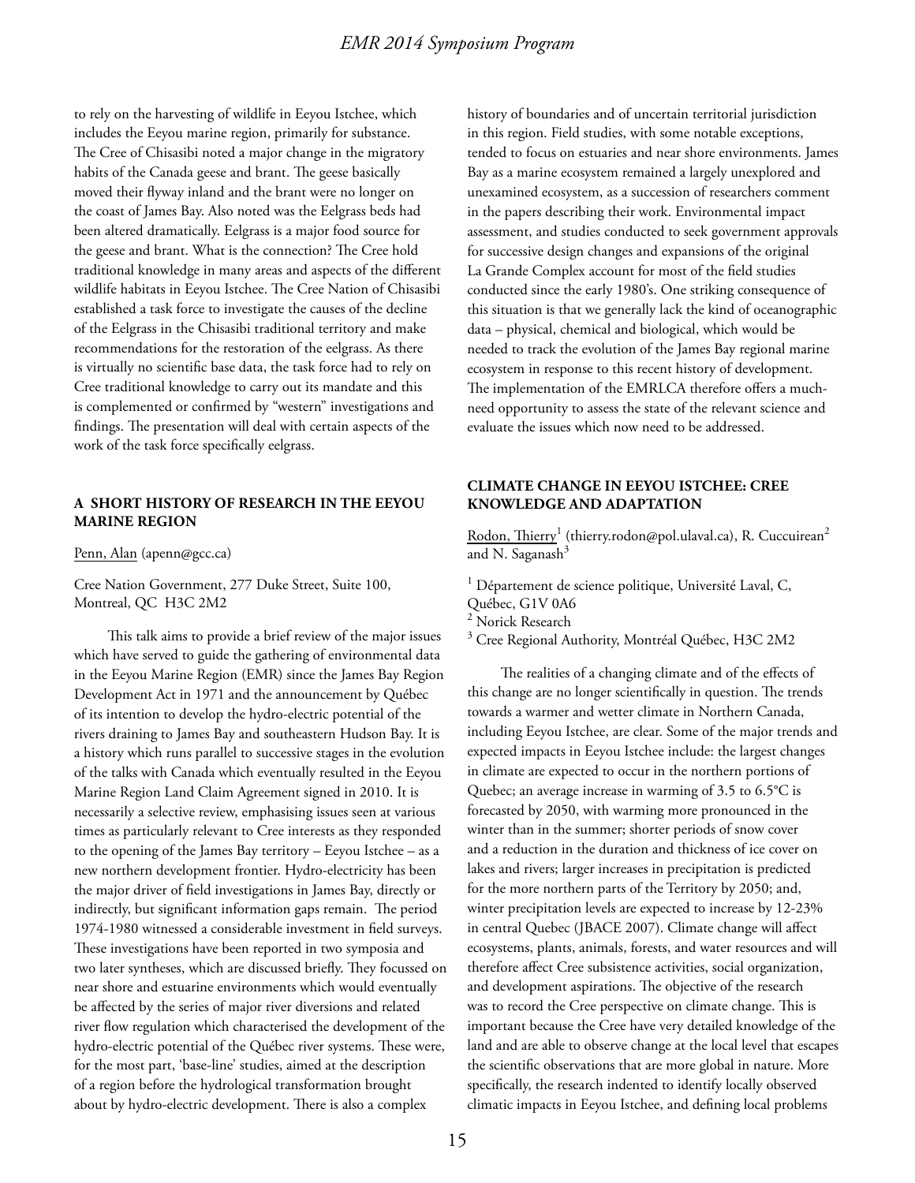to rely on the harvesting of wildlife in Eeyou Istchee, which includes the Eeyou marine region, primarily for substance. The Cree of Chisasibi noted a major change in the migratory habits of the Canada geese and brant. The geese basically moved their flyway inland and the brant were no longer on the coast of James Bay. Also noted was the Eelgrass beds had been altered dramatically. Eelgrass is a major food source for the geese and brant. What is the connection? The Cree hold traditional knowledge in many areas and aspects of the different wildlife habitats in Eeyou Istchee. The Cree Nation of Chisasibi established a task force to investigate the causes of the decline of the Eelgrass in the Chisasibi traditional territory and make recommendations for the restoration of the eelgrass. As there is virtually no scientific base data, the task force had to rely on Cree traditional knowledge to carry out its mandate and this is complemented or confirmed by "western" investigations and findings. The presentation will deal with certain aspects of the work of the task force specifically eelgrass.

## A SHORT HISTORY OF RESEARCH IN THE EEYOU MARINE REGION

Penn, Alan (apenn@gcc.ca)

Cree Nation Government, 277 Duke Street, Suite 100, Montreal, QC H3C 2M2

This talk aims to provide a brief review of the major issues which have served to guide the gathering of environmental data in the Eeyou Marine Region (EMR) since the James Bay Region Development Act in 1971 and the announcement by Québec of its intention to develop the hydro-electric potential of the rivers draining to James Bay and southeastern Hudson Bay. It is a history which runs parallel to successive stages in the evolution of the talks with Canada which eventually resulted in the Eeyou Marine Region Land Claim Agreement signed in 2010. It is necessarily a selective review, emphasising issues seen at various times as particularly relevant to Cree interests as they responded to the opening of the James Bay territory – Eeyou Istchee – as a new northern development frontier. Hydro-electricity has been the major driver of field investigations in James Bay, directly or indirectly, but significant information gaps remain. The period 1974-1980 witnessed a considerable investment in field surveys. These investigations have been reported in two symposia and two later syntheses, which are discussed briefly. They focussed on near shore and estuarine environments which would eventually be affected by the series of major river diversions and related river flow regulation which characterised the development of the hydro-electric potential of the Québec river systems. These were, for the most part, 'base-line' studies, aimed at the description of a region before the hydrological transformation brought about by hydro-electric development. There is also a complex history of boundaries and of uncertain territorial jurisdiction in this region. Field studies, with some notable exceptions, tended to focus on estuaries and near shore environments. James Bay as a marine ecosystem remained a largely unexplored and unexamined ecosystem, as a succession of researchers comment in the papers describing their work. Environmental impact assessment, and studies conducted to seek government approvals for successive design changes and expansions of the original La Grande Complex account for most of the field studies conducted since the early 1980's. One striking consequence of this situation is that we generally lack the kind of oceanographic data – physical, chemical and biological, which would be needed to track the evolution of the James Bay regional marine ecosystem in response to this recent history of development. The implementation of the EMRLCA therefore offers a much-need opportunity to assess the state of the relevant science and evaluate the issues which now need to be addressed.

## CLIMATE CHANGE IN EEYOU ISTCHEE: CREE KNOWLEDGE AND ADAPTATION

Rodon, Thierry[1] (thierry.rodon@pol.ulaval.ca), R. Cuccuirean[2] and N. Saganash[3]

[1] Département de science politique, Université Laval, C, Québec, G1V 0A6
[2] Norick Research
[3] Cree Regional Authority, Montréal Québec, H3C 2M2

The realities of a changing climate and of the effects of this change are no longer scientifically in question. The trends towards a warmer and wetter climate in Northern Canada, including Eeyou Istchee, are clear. Some of the major trends and expected impacts in Eeyou Istchee include: the largest changes in climate are expected to occur in the northern portions of Quebec; an average increase in warming of 3.5 to 6.5°C is forecasted by 2050, with warming more pronounced in the winter than in the summer; shorter periods of snow cover and a reduction in the duration and thickness of ice cover on lakes and rivers; larger increases in precipitation is predicted for the more northern parts of the Territory by 2050; and, winter precipitation levels are expected to increase by 12-23% in central Quebec (JBACE 2007). Climate change will affect ecosystems, plants, animals, forests, and water resources and will therefore affect Cree subsistence activities, social organization, and development aspirations. The objective of the research was to record the Cree perspective on climate change. This is important because the Cree have very detailed knowledge of the land and are able to observe change at the local level that escapes the scientific observations that are more global in nature. More specifically, the research indented to identify locally observed climatic impacts in Eeyou Istchee, and defining local problems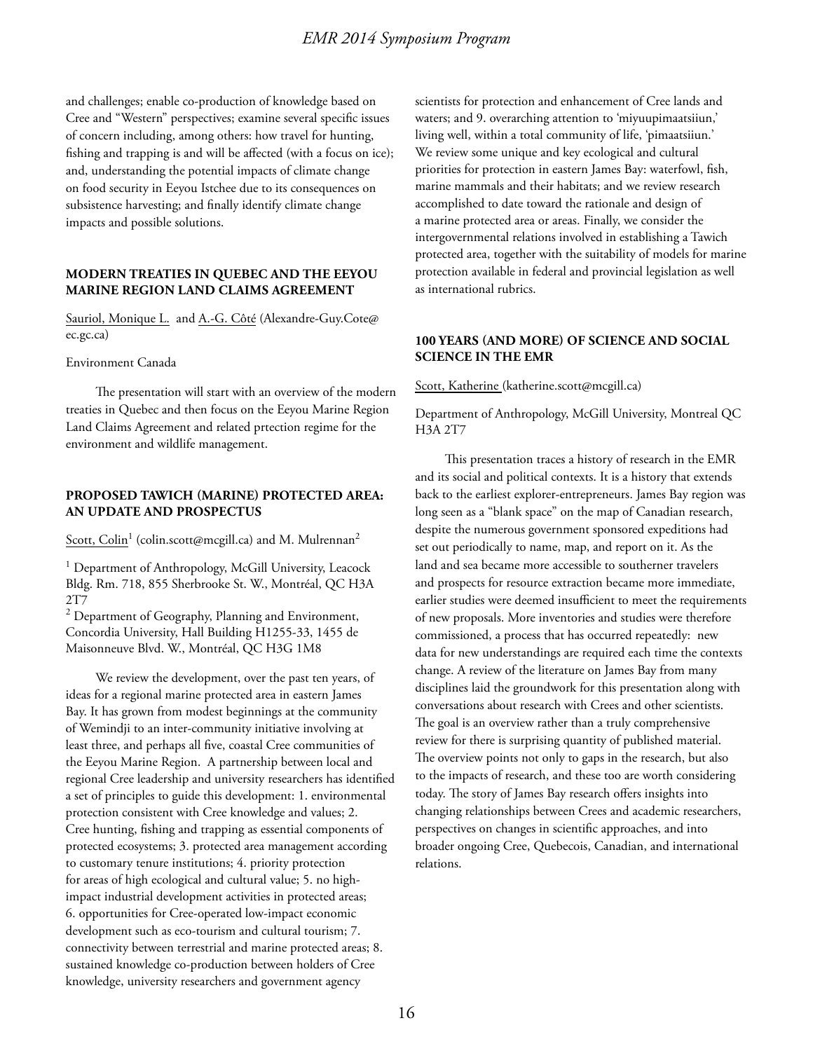and challenges; enable co-production of knowledge based on Cree and "Western" perspectives; examine several specific issues of concern including, among others: how travel for hunting, fishing and trapping is and will be affected (with a focus on ice); and, understanding the potential impacts of climate change on food security in Eeyou Istchee due to its consequences on subsistence harvesting; and finally identify climate change impacts and possible solutions.

## MODERN TREATIES IN QUEBEC AND THE EEYOU MARINE REGION LAND CLAIMS AGREEMENT

Sauriol, Monique L. and A.-G. Côté (Alexandre-Guy.Cote@ec.gc.ca)

Environment Canada

The presentation will start with an overview of the modern treaties in Quebec and then focus on the Eeyou Marine Region Land Claims Agreement and related prtection regime for the environment and wildlife management.

## PROPOSED TAWICH (MARINE) PROTECTED AREA: AN UPDATE AND PROSPECTUS

Scott, Colin[1] (colin.scott@mcgill.ca) and M. Mulrennan[2]

[1] Department of Anthropology, McGill University, Leacock Bldg. Rm. 718, 855 Sherbrooke St. W., Montréal, QC H3A 2T7
[2] Department of Geography, Planning and Environment, Concordia University, Hall Building H1255-33, 1455 de Maisonneuve Blvd. W., Montréal, QC H3G 1M8

We review the development, over the past ten years, of ideas for a regional marine protected area in eastern James Bay. It has grown from modest beginnings at the community of Wemindji to an inter-community initiative involving at least three, and perhaps all five, coastal Cree communities of the Eeyou Marine Region. A partnership between local and regional Cree leadership and university researchers has identified a set of principles to guide this development: 1. environmental protection consistent with Cree knowledge and values; 2. Cree hunting, fishing and trapping as essential components of protected ecosystems; 3. protected area management according to customary tenure institutions; 4. priority protection for areas of high ecological and cultural value; 5. no high-impact industrial development activities in protected areas; 6. opportunities for Cree-operated low-impact economic development such as eco-tourism and cultural tourism; 7. connectivity between terrestrial and marine protected areas; 8. sustained knowledge co-production between holders of Cree knowledge, university researchers and government agency scientists for protection and enhancement of Cree lands and waters; and 9. overarching attention to 'miyuupimaatsiiun,' living well, within a total community of life, 'pimaatsiiun.' We review some unique and key ecological and cultural priorities for protection in eastern James Bay: waterfowl, fish, marine mammals and their habitats; and we review research accomplished to date toward the rationale and design of a marine protected area or areas. Finally, we consider the intergovernmental relations involved in establishing a Tawich protected area, together with the suitability of models for marine protection available in federal and provincial legislation as well as international rubrics.

## 100 YEARS (AND MORE) OF SCIENCE AND SOCIAL SCIENCE IN THE EMR

Scott, Katherine (katherine.scott@mcgill.ca)

Department of Anthropology, McGill University, Montreal QC H3A 2T7

This presentation traces a history of research in the EMR and its social and political contexts. It is a history that extends back to the earliest explorer-entrepreneurs. James Bay region was long seen as a "blank space" on the map of Canadian research, despite the numerous government sponsored expeditions had set out periodically to name, map, and report on it. As the land and sea became more accessible to southerner travelers and prospects for resource extraction became more immediate, earlier studies were deemed insufficient to meet the requirements of new proposals. More inventories and studies were therefore commissioned, a process that has occurred repeatedly: new data for new understandings are required each time the contexts change. A review of the literature on James Bay from many disciplines laid the groundwork for this presentation along with conversations about research with Crees and other scientists. The goal is an overview rather than a truly comprehensive review for there is surprising quantity of published material. The overview points not only to gaps in the research, but also to the impacts of research, and these too are worth considering today. The story of James Bay research offers insights into changing relationships between Crees and academic researchers, perspectives on changes in scientific approaches, and into broader ongoing Cree, Quebecois, Canadian, and international relations.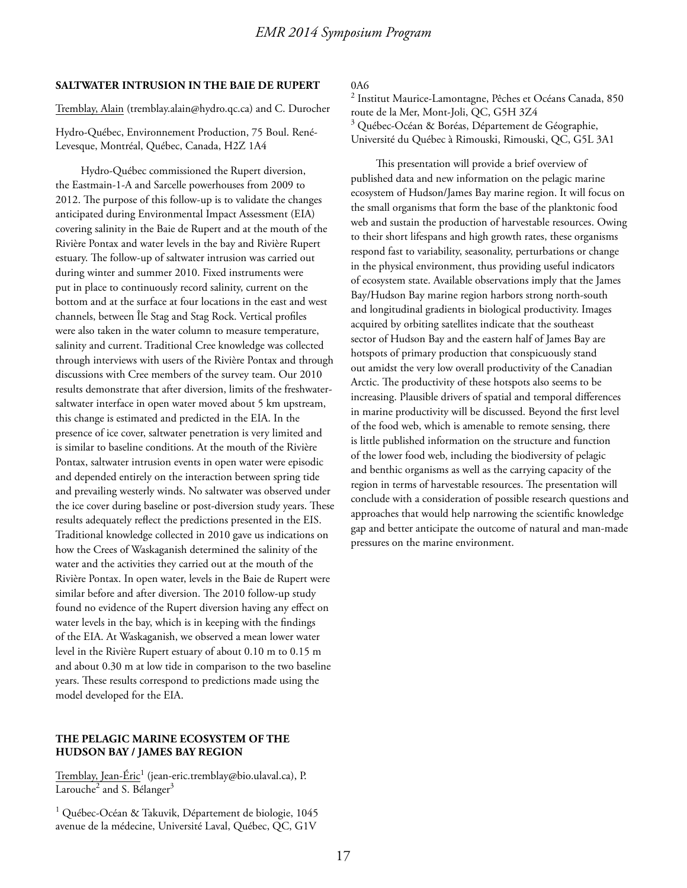## SALTWATER INTRUSION IN THE BAIE DE RUPERT

Tremblay, Alain (tremblay.alain@hydro.qc.ca) and C. Durocher

Hydro-Québec, Environnement Production, 75 Boul. René-Levesque, Montréal, Québec, Canada, H2Z 1A4

Hydro-Québec commissioned the Rupert diversion, the Eastmain-1-A and Sarcelle powerhouses from 2009 to 2012. The purpose of this follow-up is to validate the changes anticipated during Environmental Impact Assessment (EIA) covering salinity in the Baie de Rupert and at the mouth of the Rivière Pontax and water levels in the bay and Rivière Rupert estuary. The follow-up of saltwater intrusion was carried out during winter and summer 2010. Fixed instruments were put in place to continuously record salinity, current on the bottom and at the surface at four locations in the east and west channels, between Île Stag and Stag Rock. Vertical profiles were also taken in the water column to measure temperature, salinity and current. Traditional Cree knowledge was collected through interviews with users of the Rivière Pontax and through discussions with Cree members of the survey team. Our 2010 results demonstrate that after diversion, limits of the freshwater-saltwater interface in open water moved about 5 km upstream, this change is estimated and predicted in the EIA. In the presence of ice cover, saltwater penetration is very limited and is similar to baseline conditions. At the mouth of the Rivière Pontax, saltwater intrusion events in open water were episodic and depended entirely on the interaction between spring tide and prevailing westerly winds. No saltwater was observed under the ice cover during baseline or post-diversion study years. These results adequately reflect the predictions presented in the EIS. Traditional knowledge collected in 2010 gave us indications on how the Crees of Waskaganish determined the salinity of the water and the activities they carried out at the mouth of the Rivière Pontax. In open water, levels in the Baie de Rupert were similar before and after diversion. The 2010 follow-up study found no evidence of the Rupert diversion having any effect on water levels in the bay, which is in keeping with the findings of the EIA. At Waskaganish, we observed a mean lower water level in the Rivière Rupert estuary of about 0.10 m to 0.15 m and about 0.30 m at low tide in comparison to the two baseline years. These results correspond to predictions made using the model developed for the EIA.

## THE PELAGIC MARINE ECOSYSTEM OF THE HUDSON BAY / JAMES BAY REGION

Tremblay, Jean-Éric[1] (jean-eric.tremblay@bio.ulaval.ca), P. Larouche[2] and S. Bélanger[3]

[1] Québec-Océan & Takuvik, Département de biologie, 1045 avenue de la médecine, Université Laval, Québec, QC, G1V 0A6

[2] Institut Maurice-Lamontagne, Pêches et Océans Canada, 850 route de la Mer, Mont-Joli, QC, G5H 3Z4

[3] Québec-Océan & Boréas, Département de Géographie, Université du Québec à Rimouski, Rimouski, QC, G5L 3A1

This presentation will provide a brief overview of published data and new information on the pelagic marine ecosystem of Hudson/James Bay marine region. It will focus on the small organisms that form the base of the planktonic food web and sustain the production of harvestable resources. Owing to their short lifespans and high growth rates, these organisms respond fast to variability, seasonality, perturbations or change in the physical environment, thus providing useful indicators of ecosystem state. Available observations imply that the James Bay/Hudson Bay marine region harbors strong north-south and longitudinal gradients in biological productivity. Images acquired by orbiting satellites indicate that the southeast sector of Hudson Bay and the eastern half of James Bay are hotspots of primary production that conspicuously stand out amidst the very low overall productivity of the Canadian Arctic. The productivity of these hotspots also seems to be increasing. Plausible drivers of spatial and temporal differences in marine productivity will be discussed. Beyond the first level of the food web, which is amenable to remote sensing, there is little published information on the structure and function of the lower food web, including the biodiversity of pelagic and benthic organisms as well as the carrying capacity of the region in terms of harvestable resources. The presentation will conclude with a consideration of possible research questions and approaches that would help narrowing the scientific knowledge gap and better anticipate the outcome of natural and man-made pressures on the marine environment.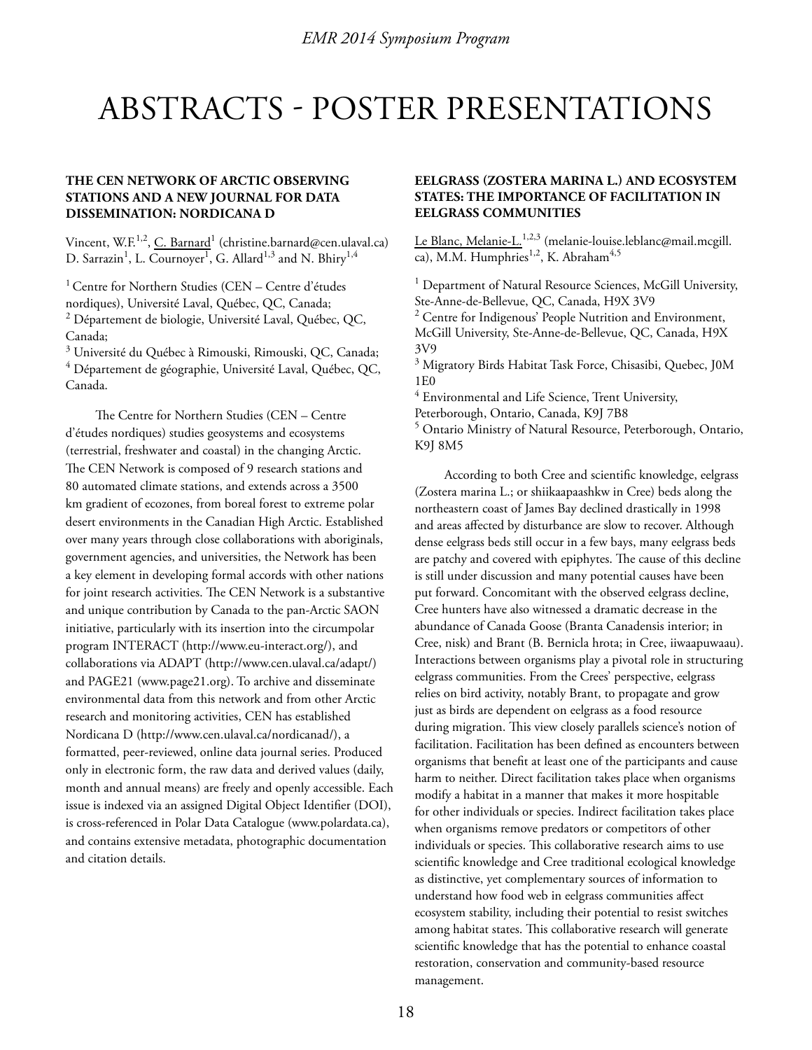# ABSTRACTS - POSTER PRESENTATIONS

### THE CEN NETWORK OF ARCTIC OBSERVING STATIONS AND A NEW JOURNAL FOR DATA DISSEMINATION: NORDICANA D

Vincent, W.F.[1,2], C. Barnard[1] (christine.barnard@cen.ulaval.ca) D. Sarrazin[1], L. Cournoyer[1], G. Allard[1,3] and N. Bhiry[1,4]

[1] Centre for Northern Studies (CEN – Centre d'études nordiques), Université Laval, Québec, QC, Canada;
[2] Département de biologie, Université Laval, Québec, QC, Canada;
[3] Université du Québec à Rimouski, Rimouski, QC, Canada;
[4] Département de géographie, Université Laval, Québec, QC, Canada.

The Centre for Northern Studies (CEN – Centre d'études nordiques) studies geosystems and ecosystems (terrestrial, freshwater and coastal) in the changing Arctic. The CEN Network is composed of 9 research stations and 80 automated climate stations, and extends across a 3500 km gradient of ecozones, from boreal forest to extreme polar desert environments in the Canadian High Arctic. Established over many years through close collaborations with aboriginals, government agencies, and universities, the Network has been a key element in developing formal accords with other nations for joint research activities. The CEN Network is a substantive and unique contribution by Canada to the pan-Arctic SAON initiative, particularly with its insertion into the circumpolar program INTERACT (http://www.eu-interact.org/), and collaborations via ADAPT (http://www.cen.ulaval.ca/adapt/) and PAGE21 (www.page21.org). To archive and disseminate environmental data from this network and from other Arctic research and monitoring activities, CEN has established Nordicana D (http://www.cen.ulaval.ca/nordicanad/), a formatted, peer-reviewed, online data journal series. Produced only in electronic form, the raw data and derived values (daily, month and annual means) are freely and openly accessible. Each issue is indexed via an assigned Digital Object Identifier (DOI), is cross-referenced in Polar Data Catalogue (www.polardata.ca), and contains extensive metadata, photographic documentation and citation details.

### EELGRASS (ZOSTERA MARINA L.) AND ECOSYSTEM STATES: THE IMPORTANCE OF FACILITATION IN EELGRASS COMMUNITIES

Le Blanc, Melanie-L.[1,2,3] (melanie-louise.leblanc@mail.mcgill.ca), M.M. Humphries[1,2], K. Abraham[4,5]

[1] Department of Natural Resource Sciences, McGill University, Ste-Anne-de-Bellevue, QC, Canada, H9X 3V9
[2] Centre for Indigenous' People Nutrition and Environment, McGill University, Ste-Anne-de-Bellevue, QC, Canada, H9X 3V9
[3] Migratory Birds Habitat Task Force, Chisasibi, Quebec, J0M 1E0
[4] Environmental and Life Science, Trent University, Peterborough, Ontario, Canada, K9J 7B8
[5] Ontario Ministry of Natural Resource, Peterborough, Ontario, K9J 8M5

According to both Cree and scientific knowledge, eelgrass (Zostera marina L.; or shiikaapaashkw in Cree) beds along the northeastern coast of James Bay declined drastically in 1998 and areas affected by disturbance are slow to recover. Although dense eelgrass beds still occur in a few bays, many eelgrass beds are patchy and covered with epiphytes. The cause of this decline is still under discussion and many potential causes have been put forward. Concomitant with the observed eelgrass decline, Cree hunters have also witnessed a dramatic decrease in the abundance of Canada Goose (Branta Canadensis interior; in Cree, nisk) and Brant (B. Bernicla hrota; in Cree, iiwaapuwaau). Interactions between organisms play a pivotal role in structuring eelgrass communities. From the Crees' perspective, eelgrass relies on bird activity, notably Brant, to propagate and grow just as birds are dependent on eelgrass as a food resource during migration. This view closely parallels science's notion of facilitation. Facilitation has been defined as encounters between organisms that benefit at least one of the participants and cause harm to neither. Direct facilitation takes place when organisms modify a habitat in a manner that makes it more hospitable for other individuals or species. Indirect facilitation takes place when organisms remove predators or competitors of other individuals or species. This collaborative research aims to use scientific knowledge and Cree traditional ecological knowledge as distinctive, yet complementary sources of information to understand how food web in eelgrass communities affect ecosystem stability, including their potential to resist switches among habitat states. This collaborative research will generate scientific knowledge that has the potential to enhance coastal restoration, conservation and community-based resource management.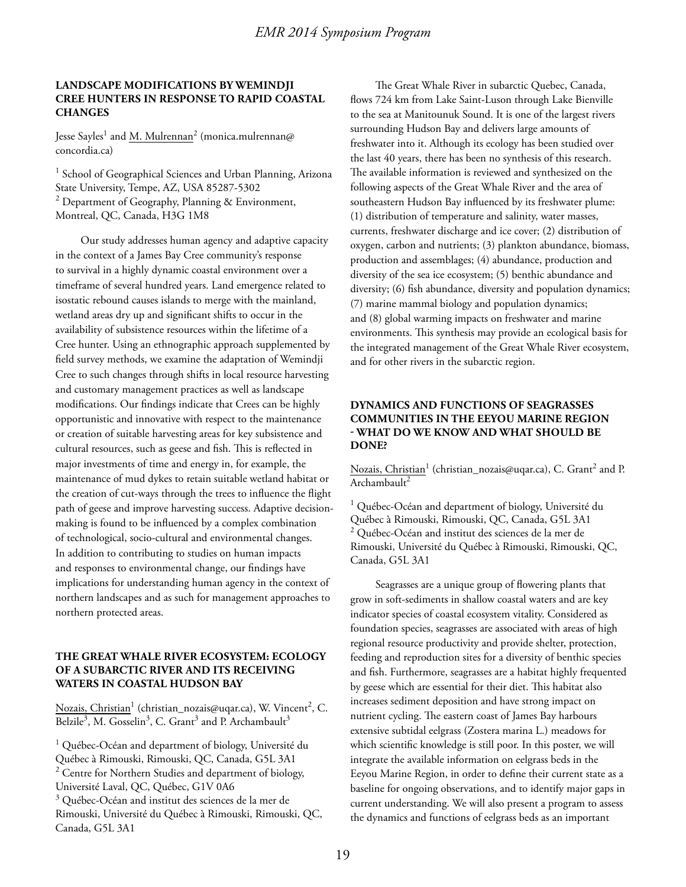## LANDSCAPE MODIFICATIONS BY WEMINDJI CREE HUNTERS IN RESPONSE TO RAPID COASTAL CHANGES

Jesse Sayles[1] and M. Mulrennan[2] (monica.mulrennan@concordia.ca)

[1] School of Geographical Sciences and Urban Planning, Arizona State University, Tempe, AZ, USA 85287-5302
[2] Department of Geography, Planning & Environment, Montreal, QC, Canada, H3G 1M8

Our study addresses human agency and adaptive capacity in the context of a James Bay Cree community's response to survival in a highly dynamic coastal environment over a timeframe of several hundred years. Land emergence related to isostatic rebound causes islands to merge with the mainland, wetland areas dry up and significant shifts to occur in the availability of subsistence resources within the lifetime of a Cree hunter. Using an ethnographic approach supplemented by field survey methods, we examine the adaptation of Wemindji Cree to such changes through shifts in local resource harvesting and customary management practices as well as landscape modifications. Our findings indicate that Crees can be highly opportunistic and innovative with respect to the maintenance or creation of suitable harvesting areas for key subsistence and cultural resources, such as geese and fish. This is reflected in major investments of time and energy in, for example, the maintenance of mud dykes to retain suitable wetland habitat or the creation of cut-ways through the trees to influence the flight path of geese and improve harvesting success. Adaptive decision-making is found to be influenced by a complex combination of technological, socio-cultural and environmental changes. In addition to contributing to studies on human impacts and responses to environmental change, our findings have implications for understanding human agency in the context of northern landscapes and as such for management approaches to northern protected areas.

## THE GREAT WHALE RIVER ECOSYSTEM: ECOLOGY OF A SUBARCTIC RIVER AND ITS RECEIVING WATERS IN COASTAL HUDSON BAY

Nozais, Christian[1] (christian_nozais@uqar.ca), W. Vincent[2], C. Belzile[3], M. Gosselin[3], C. Grant[3] and P. Archambault[3]

[1] Québec-Océan and department of biology, Université du Québec à Rimouski, Rimouski, QC, Canada, G5L 3A1
[2] Centre for Northern Studies and department of biology, Université Laval, QC, Québec, G1V 0A6
[3] Québec-Océan and institut des sciences de la mer de Rimouski, Université du Québec à Rimouski, Rimouski, QC, Canada, G5L 3A1

The Great Whale River in subarctic Quebec, Canada, flows 724 km from Lake Saint-Luson through Lake Bienville to the sea at Manitounuk Sound. It is one of the largest rivers surrounding Hudson Bay and delivers large amounts of freshwater into it. Although its ecology has been studied over the last 40 years, there has been no synthesis of this research. The available information is reviewed and synthesized on the following aspects of the Great Whale River and the area of southeastern Hudson Bay influenced by its freshwater plume: (1) distribution of temperature and salinity, water masses, currents, freshwater discharge and ice cover; (2) distribution of oxygen, carbon and nutrients; (3) plankton abundance, biomass, production and assemblages; (4) abundance, production and diversity of the sea ice ecosystem; (5) benthic abundance and diversity; (6) fish abundance, diversity and population dynamics; (7) marine mammal biology and population dynamics; and (8) global warming impacts on freshwater and marine environments. This synthesis may provide an ecological basis for the integrated management of the Great Whale River ecosystem, and for other rivers in the subarctic region.

## DYNAMICS AND FUNCTIONS OF SEAGRASSES COMMUNITIES IN THE EEYOU MARINE REGION - WHAT DO WE KNOW AND WHAT SHOULD BE DONE?

Nozais, Christian[1] (christian_nozais@uqar.ca), C. Grant[2] and P. Archambault[2]

[1] Québec-Océan and department of biology, Université du Québec à Rimouski, Rimouski, QC, Canada, G5L 3A1
[2] Québec-Océan and institut des sciences de la mer de Rimouski, Université du Québec à Rimouski, Rimouski, QC, Canada, G5L 3A1

Seagrasses are a unique group of flowering plants that grow in soft-sediments in shallow coastal waters and are key indicator species of coastal ecosystem vitality. Considered as foundation species, seagrasses are associated with areas of high regional resource productivity and provide shelter, protection, feeding and reproduction sites for a diversity of benthic species and fish. Furthermore, seagrasses are a habitat highly frequented by geese which are essential for their diet. This habitat also increases sediment deposition and have strong impact on nutrient cycling. The eastern coast of James Bay harbours extensive subtidal eelgrass (Zostera marina L.) meadows for which scientific knowledge is still poor. In this poster, we will integrate the available information on eelgrass beds in the Eeyou Marine Region, in order to define their current state as a baseline for ongoing observations, and to identify major gaps in current understanding. We will also present a program to assess the dynamics and functions of eelgrass beds as an important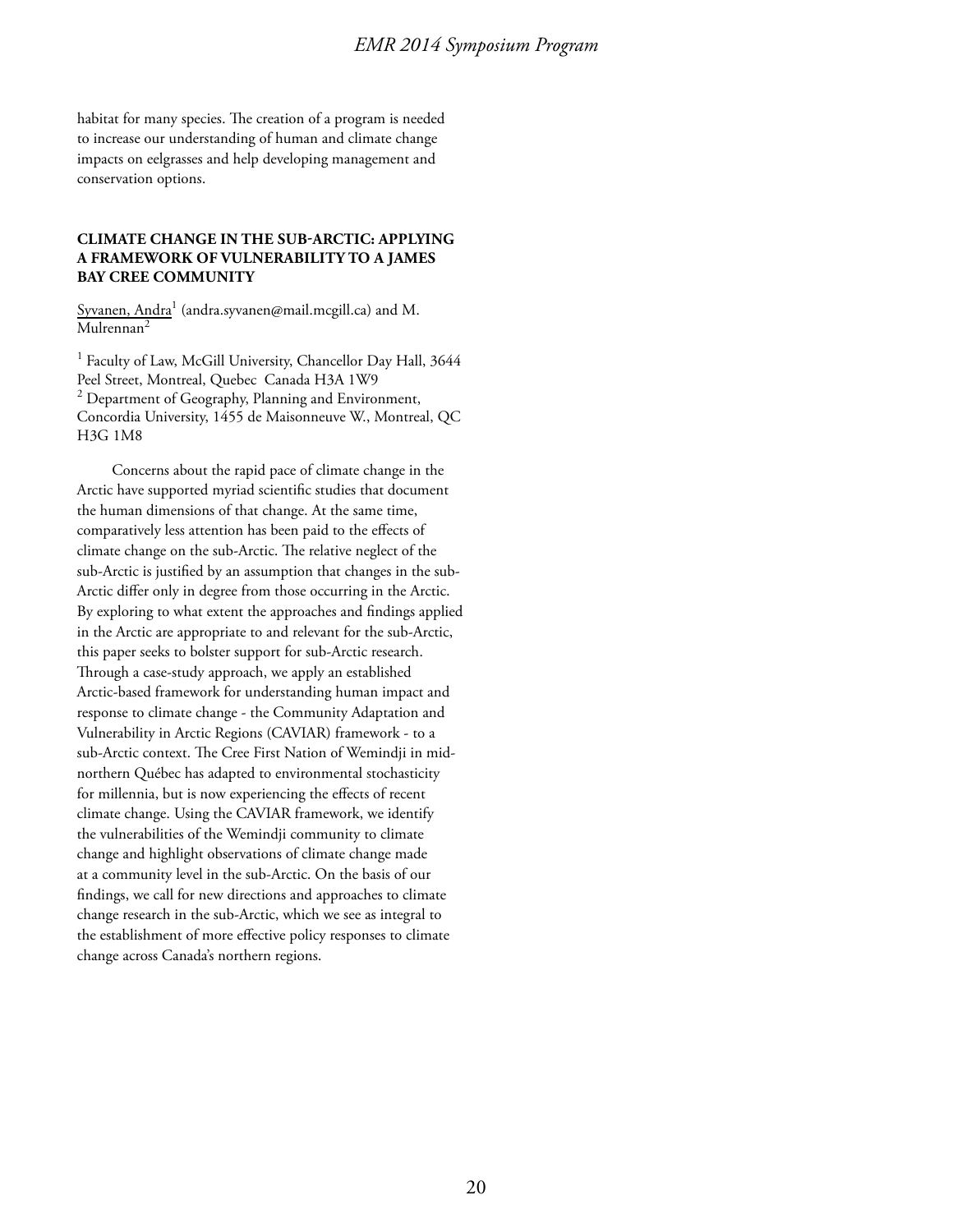habitat for many species. The creation of a program is needed to increase our understanding of human and climate change impacts on eelgrasses and help developing management and conservation options.

### CLIMATE CHANGE IN THE SUB-ARCTIC: APPLYING A FRAMEWORK OF VULNERABILITY TO A JAMES BAY CREE COMMUNITY

Syvanen, Andra[1] (andra.syvanen@mail.mcgill.ca) and M. Mulrennan[2]

[1] Faculty of Law, McGill University, Chancellor Day Hall, 3644 Peel Street, Montreal, Quebec Canada H3A 1W9
[2] Department of Geography, Planning and Environment, Concordia University, 1455 de Maisonneuve W., Montreal, QC H3G 1M8

Concerns about the rapid pace of climate change in the Arctic have supported myriad scientific studies that document the human dimensions of that change. At the same time, comparatively less attention has been paid to the effects of climate change on the sub-Arctic. The relative neglect of the sub-Arctic is justified by an assumption that changes in the sub-Arctic differ only in degree from those occurring in the Arctic. By exploring to what extent the approaches and findings applied in the Arctic are appropriate to and relevant for the sub-Arctic, this paper seeks to bolster support for sub-Arctic research. Through a case-study approach, we apply an established Arctic-based framework for understanding human impact and response to climate change - the Community Adaptation and Vulnerability in Arctic Regions (CAVIAR) framework - to a sub-Arctic context. The Cree First Nation of Wemindji in mid-northern Québec has adapted to environmental stochasticity for millennia, but is now experiencing the effects of recent climate change. Using the CAVIAR framework, we identify the vulnerabilities of the Wemindji community to climate change and highlight observations of climate change made at a community level in the sub-Arctic. On the basis of our findings, we call for new directions and approaches to climate change research in the sub-Arctic, which we see as integral to the establishment of more effective policy responses to climate change across Canada's northern regions.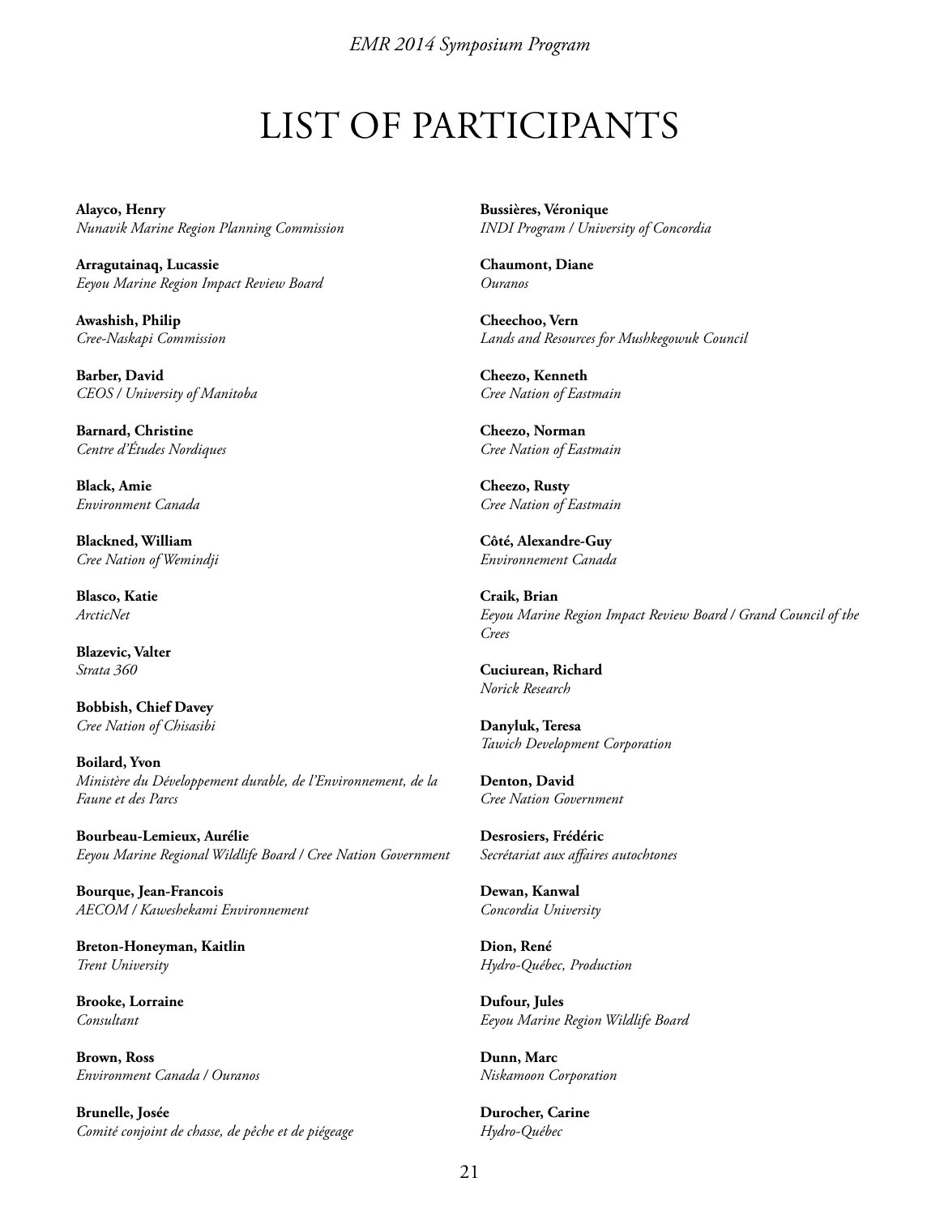# LIST OF PARTICIPANTS

**Alayco, Henry**
*Nunavik Marine Region Planning Commission*

**Arragutainaq, Lucassie**
*Eeyou Marine Region Impact Review Board*

**Awashish, Philip**
*Cree-Naskapi Commission*

**Barber, David**
*CEOS / University of Manitoba*

**Barnard, Christine**
*Centre d'Études Nordiques*

**Black, Amie**
*Environment Canada*

**Blackned, William**
*Cree Nation of Wemindji*

**Blasco, Katie**
*ArcticNet*

**Blazevic, Valter**
*Strata 360*

**Bobbish, Chief Davey**
*Cree Nation of Chisasibi*

**Boilard, Yvon**
*Ministère du Développement durable, de l'Environnement, de la Faune et des Parcs*

**Bourbeau-Lemieux, Aurélie**
*Eeyou Marine Regional Wildlife Board / Cree Nation Government*

**Bourque, Jean-Francois**
*AECOM / Kaweshekami Environnement*

**Breton-Honeyman, Kaitlin**
*Trent University*

**Brooke, Lorraine**
*Consultant*

**Brown, Ross**
*Environment Canada / Ouranos*

**Brunelle, Josée**
*Comité conjoint de chasse, de pêche et de piégeage*

**Bussières, Véronique**
*INDI Program / University of Concordia*

**Chaumont, Diane**
*Ouranos*

**Cheechoo, Vern**
*Lands and Resources for Mushkegowuk Council*

**Cheezo, Kenneth**
*Cree Nation of Eastmain*

**Cheezo, Norman**
*Cree Nation of Eastmain*

**Cheezo, Rusty**
*Cree Nation of Eastmain*

**Côté, Alexandre-Guy**
*Environnement Canada*

**Craik, Brian**
*Eeyou Marine Region Impact Review Board / Grand Council of the Crees*

**Cuciurean, Richard**
*Norick Research*

**Danyluk, Teresa**
*Tawich Development Corporation*

**Denton, David**
*Cree Nation Government*

**Desrosiers, Frédéric**
*Secrétariat aux affaires autochtones*

**Dewan, Kanwal**
*Concordia University*

**Dion, René**
*Hydro-Québec, Production*

**Dufour, Jules**
*Eeyou Marine Region Wildlife Board*

**Dunn, Marc**
*Niskamoon Corporation*

**Durocher, Carine**
*Hydro-Québec*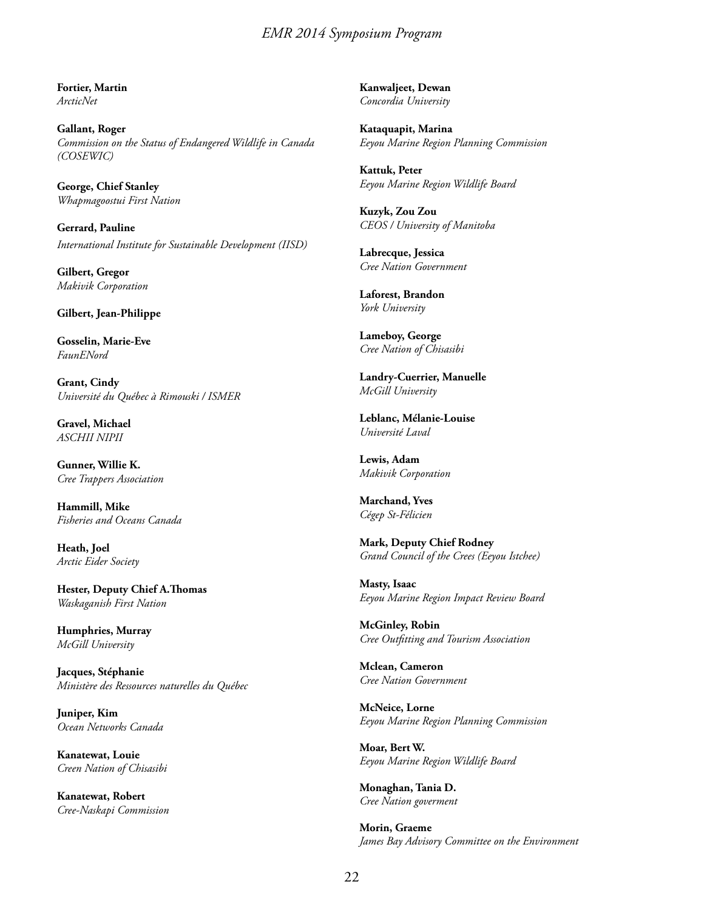**Fortier, Martin**
*ArcticNet*

**Gallant, Roger**
*Commission on the Status of Endangered Wildlife in Canada (COSEWIC)*

**George, Chief Stanley**
*Whapmagoostui First Nation*

**Gerrard, Pauline**
*International Institute for Sustainable Development (IISD)*

**Gilbert, Gregor**
*Makivik Corporation*

**Gilbert, Jean-Philippe**

**Gosselin, Marie-Eve**
*FaunENord*

**Grant, Cindy**
*Université du Québec à Rimouski / ISMER*

**Gravel, Michael**
*ASCHII NIPII*

**Gunner, Willie K.**
*Cree Trappers Association*

**Hammill, Mike**
*Fisheries and Oceans Canada*

**Heath, Joel**
*Arctic Eider Society*

**Hester, Deputy Chief A.Thomas**
*Waskaganish First Nation*

**Humphries, Murray**
*McGill University*

**Jacques, Stéphanie**
*Ministère des Ressources naturelles du Québec*

**Juniper, Kim**
*Ocean Networks Canada*

**Kanatewat, Louie**
*Creen Nation of Chisasibi*

**Kanatewat, Robert**
*Cree-Naskapi Commission*

**Kanwaljeet, Dewan**
*Concordia University*

**Kataquapit, Marina**
*Eeyou Marine Region Planning Commission*

**Kattuk, Peter**
*Eeyou Marine Region Wildlife Board*

**Kuzyk, Zou Zou**
*CEOS / University of Manitoba*

**Labrecque, Jessica**
*Cree Nation Government*

**Laforest, Brandon**
*York University*

**Lameboy, George**
*Cree Nation of Chisasibi*

**Landry-Cuerrier, Manuelle**
*McGill University*

**Leblanc, Mélanie-Louise**
*Université Laval*

**Lewis, Adam**
*Makivik Corporation*

**Marchand, Yves**
*Cégep St-Félicien*

**Mark, Deputy Chief Rodney**
*Grand Council of the Crees (Eeyou Istchee)*

**Masty, Isaac**
*Eeyou Marine Region Impact Review Board*

**McGinley, Robin**
*Cree Outfitting and Tourism Association*

**Mclean, Cameron**
*Cree Nation Government*

**McNeice, Lorne**
*Eeyou Marine Region Planning Commission*

**Moar, Bert W.**
*Eeyou Marine Region Wildlife Board*

**Monaghan, Tania D.**
*Cree Nation goverment*

**Morin, Graeme**
*James Bay Advisory Committee on the Environment*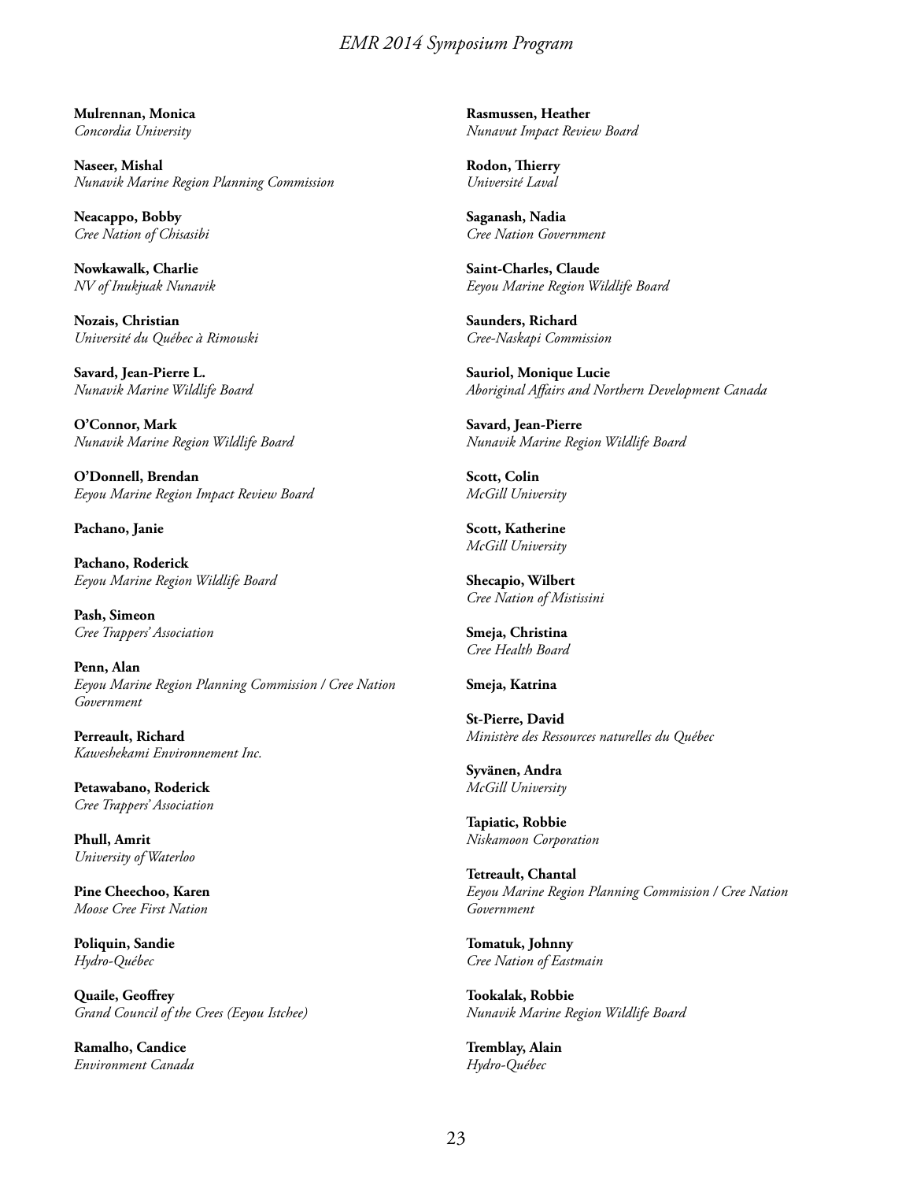**Mulrennan, Monica**
*Concordia University*

**Naseer, Mishal**
*Nunavik Marine Region Planning Commission*

**Neacappo, Bobby**
*Cree Nation of Chisasibi*

**Nowkawalk, Charlie**
*NV of Inukjuak Nunavik*

**Nozais, Christian**
*Université du Québec à Rimouski*

**Savard, Jean-Pierre L.**
*Nunavik Marine Wildlife Board*

**O'Connor, Mark**
*Nunavik Marine Region Wildlife Board*

**O'Donnell, Brendan**
*Eeyou Marine Region Impact Review Board*

**Pachano, Janie**

**Pachano, Roderick**
*Eeyou Marine Region Wildlife Board*

**Pash, Simeon**
*Cree Trappers' Association*

**Penn, Alan**
*Eeyou Marine Region Planning Commission / Cree Nation Government*

**Perreault, Richard**
*Kaweshekami Environnement Inc.*

**Petawabano, Roderick**
*Cree Trappers' Association*

**Phull, Amrit**
*University of Waterloo*

**Pine Cheechoo, Karen**
*Moose Cree First Nation*

**Poliquin, Sandie**
*Hydro-Québec*

**Quaile, Geoffrey**
*Grand Council of the Crees (Eeyou Istchee)*

**Ramalho, Candice**
*Environment Canada*

**Rasmussen, Heather**
*Nunavut Impact Review Board*

**Rodon, Thierry**
*Université Laval*

**Saganash, Nadia**
*Cree Nation Government*

**Saint-Charles, Claude**
*Eeyou Marine Region Wildlife Board*

**Saunders, Richard**
*Cree-Naskapi Commission*

**Sauriol, Monique Lucie**
*Aboriginal Affairs and Northern Development Canada*

**Savard, Jean-Pierre**
*Nunavik Marine Region Wildlife Board*

**Scott, Colin**
*McGill University*

**Scott, Katherine**
*McGill University*

**Shecapio, Wilbert**
*Cree Nation of Mistissini*

**Smeja, Christina**
*Cree Health Board*

**Smeja, Katrina**

**St-Pierre, David**
*Ministère des Ressources naturelles du Québec*

**Syvänen, Andra**
*McGill University*

**Tapiatic, Robbie**
*Niskamoon Corporation*

**Tetreault, Chantal**
*Eeyou Marine Region Planning Commission / Cree Nation Government*

**Tomatuk, Johnny**
*Cree Nation of Eastmain*

**Tookalak, Robbie**
*Nunavik Marine Region Wildlife Board*

**Tremblay, Alain**
*Hydro-Québec*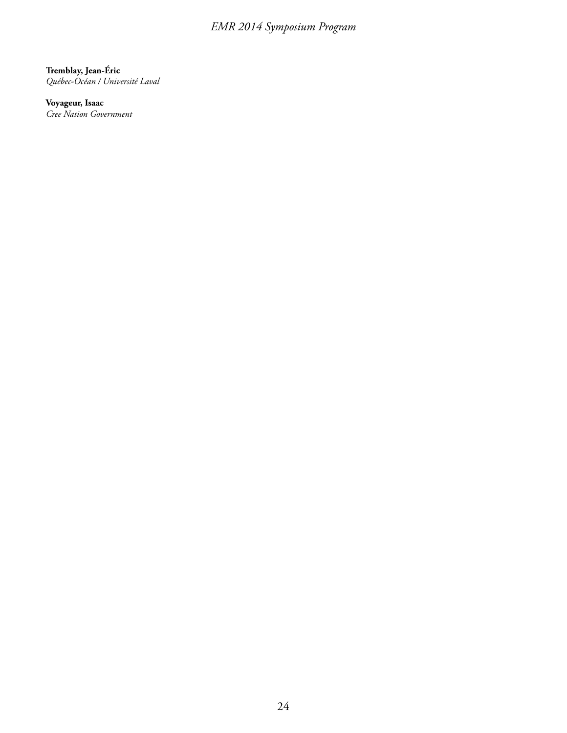**Tremblay, Jean-Éric**
*Québec-Océan / Université Laval*

**Voyageur, Isaac**
*Cree Nation Government*